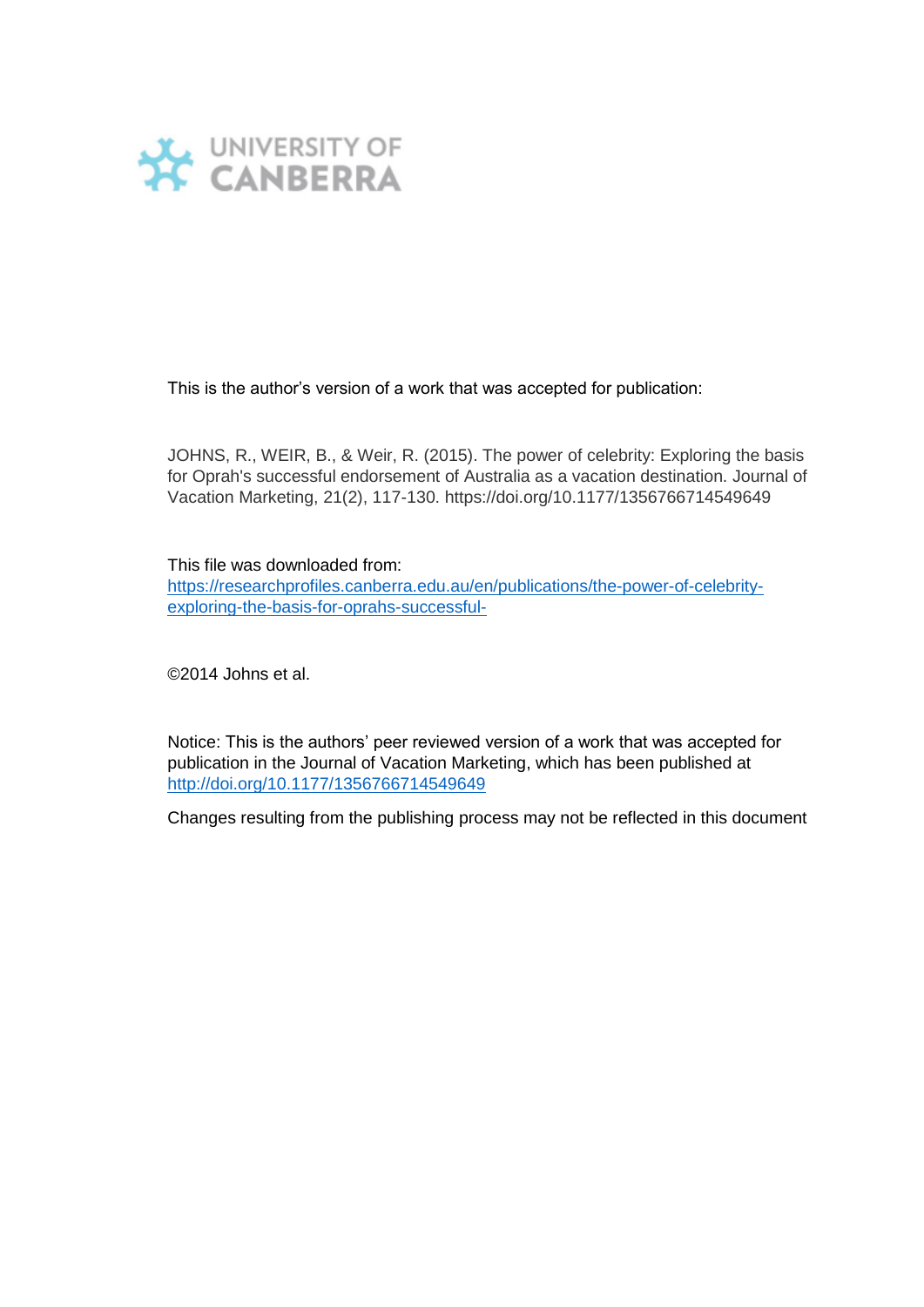UNIVERSITY OF CANBERRA

This is the author's version of a work that was accepted for publication:

JOHNS, R., WEIR, B., & Weir, R. (2015). The power of celebrity: Exploring the basis for Oprah's successful endorsement of Australia as a vacation destination. Journal of Vacation Marketing, 21(2), 117-130. https://doi.org/10.1177/1356766714549649

This file was downloaded from:
[https://researchprofiles.canberra.edu.au/en/publications/the-power-of-celebrity-exploring-the-basis-for-oprahs-successful-](https://researchprofiles.canberra.edu.au/en/publications/the-power-of-celebrity-exploring-the-basis-for-oprahs-successful-)

©2014 Johns et al.

Notice: This is the authors' peer reviewed version of a work that was accepted for publication in the Journal of Vacation Marketing, which has been published at [http://doi.org/10.1177/1356766714549649](http://doi.org/10.1177/1356766714549649)

Changes resulting from the publishing process may not be reflected in this document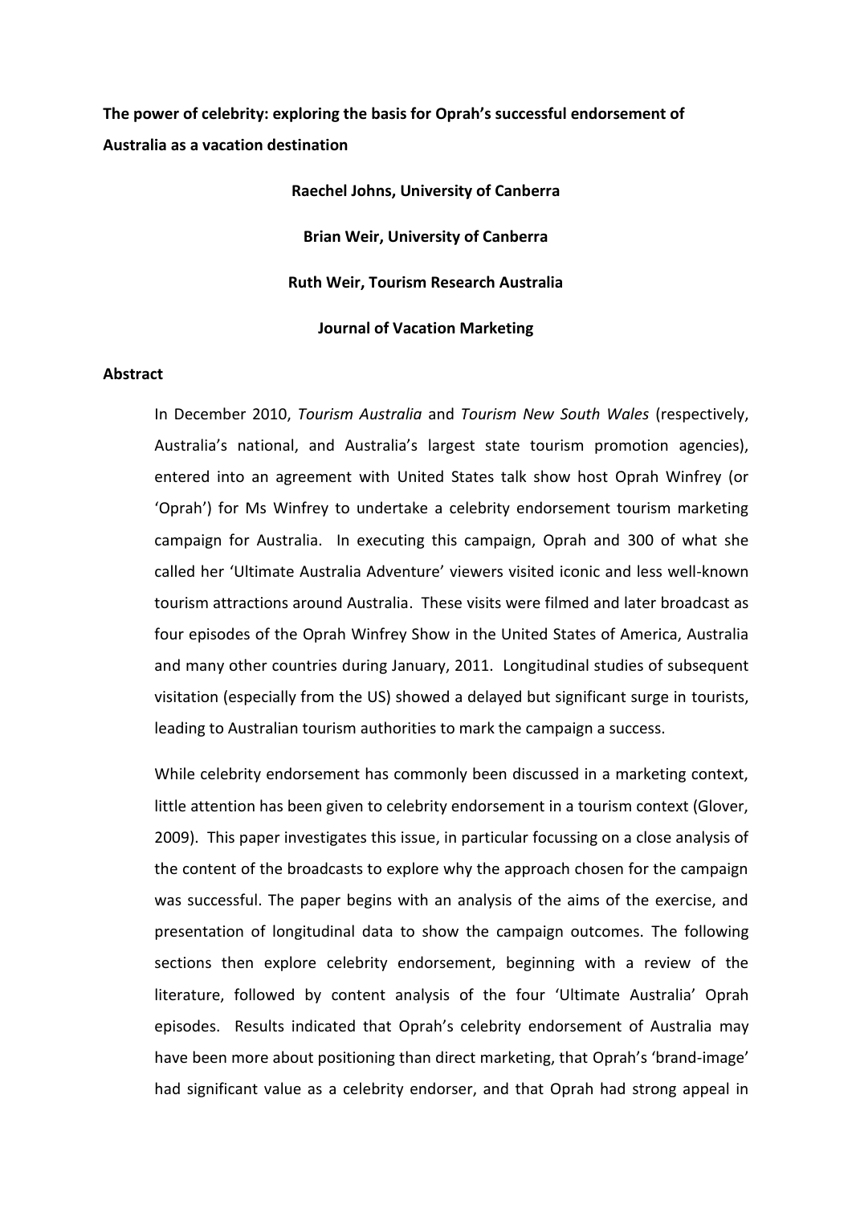**The power of celebrity: exploring the basis for Oprah's successful endorsement of Australia as a vacation destination**

**Raechel Johns, University of Canberra**

**Brian Weir, University of Canberra**

**Ruth Weir, Tourism Research Australia**

**Journal of Vacation Marketing**

**Abstract**

In December 2010, *Tourism Australia* and *Tourism New South Wales* (respectively, Australia's national, and Australia's largest state tourism promotion agencies), entered into an agreement with United States talk show host Oprah Winfrey (or 'Oprah') for Ms Winfrey to undertake a celebrity endorsement tourism marketing campaign for Australia. In executing this campaign, Oprah and 300 of what she called her 'Ultimate Australia Adventure' viewers visited iconic and less well-known tourism attractions around Australia. These visits were filmed and later broadcast as four episodes of the Oprah Winfrey Show in the United States of America, Australia and many other countries during January, 2011. Longitudinal studies of subsequent visitation (especially from the US) showed a delayed but significant surge in tourists, leading to Australian tourism authorities to mark the campaign a success.

While celebrity endorsement has commonly been discussed in a marketing context, little attention has been given to celebrity endorsement in a tourism context (Glover, 2009). This paper investigates this issue, in particular focussing on a close analysis of the content of the broadcasts to explore why the approach chosen for the campaign was successful. The paper begins with an analysis of the aims of the exercise, and presentation of longitudinal data to show the campaign outcomes. The following sections then explore celebrity endorsement, beginning with a review of the literature, followed by content analysis of the four 'Ultimate Australia' Oprah episodes. Results indicated that Oprah's celebrity endorsement of Australia may have been more about positioning than direct marketing, that Oprah's 'brand-image' had significant value as a celebrity endorser, and that Oprah had strong appeal in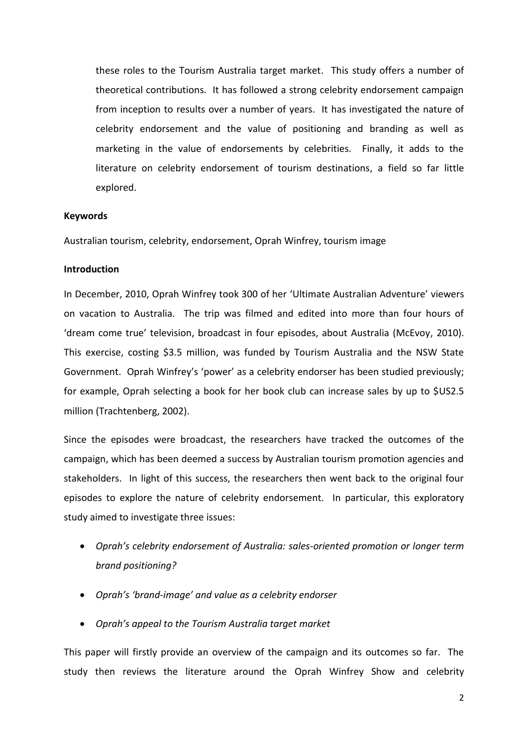these roles to the Tourism Australia target market. This study offers a number of theoretical contributions. It has followed a strong celebrity endorsement campaign from inception to results over a number of years. It has investigated the nature of celebrity endorsement and the value of positioning and branding as well as marketing in the value of endorsements by celebrities. Finally, it adds to the literature on celebrity endorsement of tourism destinations, a field so far little explored.

**Keywords**

Australian tourism, celebrity, endorsement, Oprah Winfrey, tourism image

**Introduction**

In December, 2010, Oprah Winfrey took 300 of her 'Ultimate Australian Adventure' viewers on vacation to Australia. The trip was filmed and edited into more than four hours of 'dream come true' television, broadcast in four episodes, about Australia (McEvoy, 2010). This exercise, costing $3.5 million, was funded by Tourism Australia and the NSW State Government. Oprah Winfrey's 'power' as a celebrity endorser has been studied previously; for example, Oprah selecting a book for her book club can increase sales by up to $US2.5 million (Trachtenberg, 2002).

Since the episodes were broadcast, the researchers have tracked the outcomes of the campaign, which has been deemed a success by Australian tourism promotion agencies and stakeholders. In light of this success, the researchers then went back to the original four episodes to explore the nature of celebrity endorsement. In particular, this exploratory study aimed to investigate three issues:

- *Oprah's celebrity endorsement of Australia: sales-oriented promotion or longer term brand positioning?*
- *Oprah's 'brand-image' and value as a celebrity endorser*
- *Oprah's appeal to the Tourism Australia target market*

This paper will firstly provide an overview of the campaign and its outcomes so far. The study then reviews the literature around the Oprah Winfrey Show and celebrity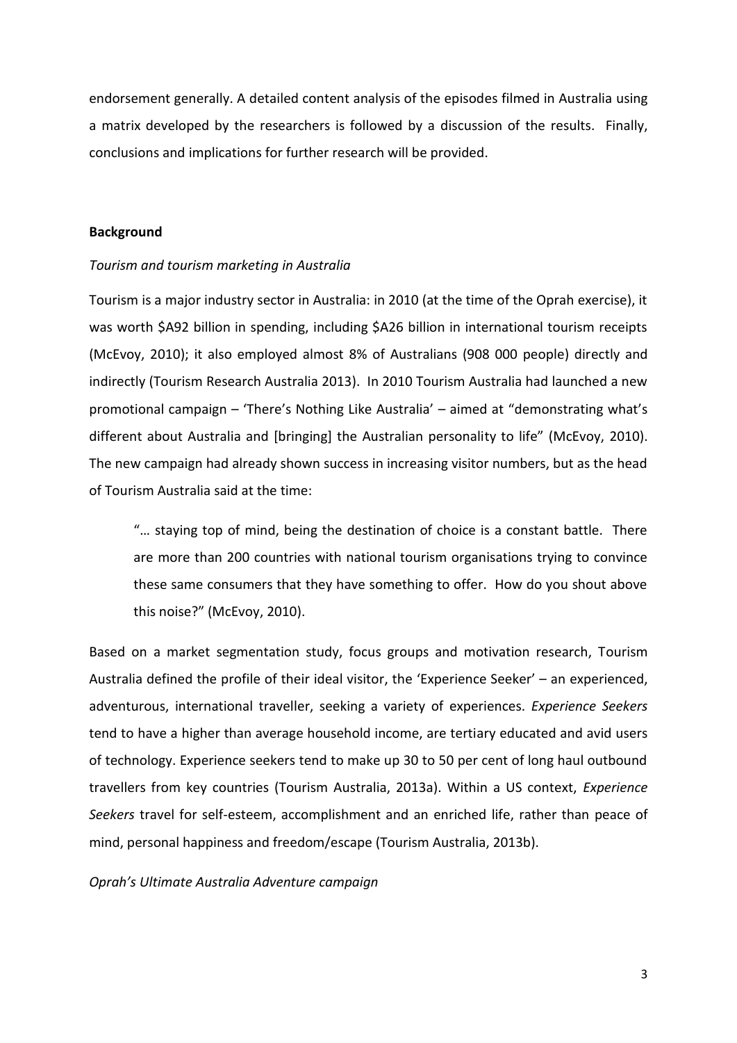endorsement generally. A detailed content analysis of the episodes filmed in Australia using a matrix developed by the researchers is followed by a discussion of the results. Finally, conclusions and implications for further research will be provided.

## Background

### *Tourism and tourism marketing in Australia*

Tourism is a major industry sector in Australia: in 2010 (at the time of the Oprah exercise), it was worth $A92 billion in spending, including $A26 billion in international tourism receipts (McEvoy, 2010); it also employed almost 8% of Australians (908 000 people) directly and indirectly (Tourism Research Australia 2013). In 2010 Tourism Australia had launched a new promotional campaign – 'There's Nothing Like Australia' – aimed at "demonstrating what's different about Australia and [bringing] the Australian personality to life" (McEvoy, 2010). The new campaign had already shown success in increasing visitor numbers, but as the head of Tourism Australia said at the time:

> "… staying top of mind, being the destination of choice is a constant battle. There are more than 200 countries with national tourism organisations trying to convince these same consumers that they have something to offer. How do you shout above this noise?" (McEvoy, 2010).

Based on a market segmentation study, focus groups and motivation research, Tourism Australia defined the profile of their ideal visitor, the 'Experience Seeker' – an experienced, adventurous, international traveller, seeking a variety of experiences. *Experience Seekers* tend to have a higher than average household income, are tertiary educated and avid users of technology. Experience seekers tend to make up 30 to 50 per cent of long haul outbound travellers from key countries (Tourism Australia, 2013a). Within a US context, *Experience Seekers* travel for self-esteem, accomplishment and an enriched life, rather than peace of mind, personal happiness and freedom/escape (Tourism Australia, 2013b).

### *Oprah's Ultimate Australia Adventure campaign*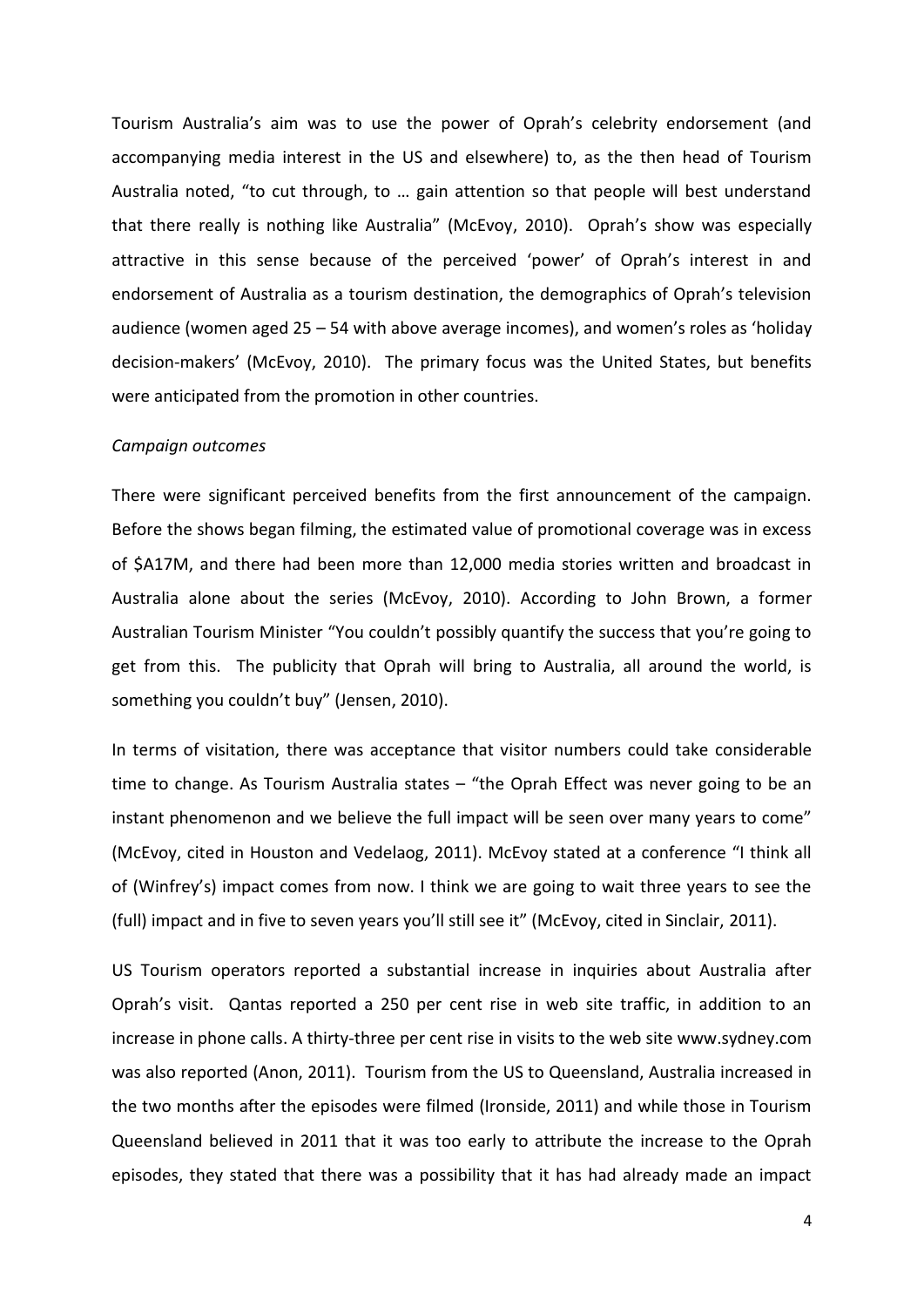Tourism Australia's aim was to use the power of Oprah's celebrity endorsement (and accompanying media interest in the US and elsewhere) to, as the then head of Tourism Australia noted, "to cut through, to … gain attention so that people will best understand that there really is nothing like Australia" (McEvoy, 2010). Oprah's show was especially attractive in this sense because of the perceived 'power' of Oprah's interest in and endorsement of Australia as a tourism destination, the demographics of Oprah's television audience (women aged 25 – 54 with above average incomes), and women's roles as 'holiday decision-makers' (McEvoy, 2010). The primary focus was the United States, but benefits were anticipated from the promotion in other countries.

*Campaign outcomes*

There were significant perceived benefits from the first announcement of the campaign. Before the shows began filming, the estimated value of promotional coverage was in excess of $A17M, and there had been more than 12,000 media stories written and broadcast in Australia alone about the series (McEvoy, 2010). According to John Brown, a former Australian Tourism Minister "You couldn't possibly quantify the success that you're going to get from this. The publicity that Oprah will bring to Australia, all around the world, is something you couldn't buy" (Jensen, 2010).

In terms of visitation, there was acceptance that visitor numbers could take considerable time to change. As Tourism Australia states – "the Oprah Effect was never going to be an instant phenomenon and we believe the full impact will be seen over many years to come" (McEvoy, cited in Houston and Vedelaog, 2011). McEvoy stated at a conference "I think all of (Winfrey's) impact comes from now. I think we are going to wait three years to see the (full) impact and in five to seven years you'll still see it" (McEvoy, cited in Sinclair, 2011).

US Tourism operators reported a substantial increase in inquiries about Australia after Oprah's visit. Qantas reported a 250 per cent rise in web site traffic, in addition to an increase in phone calls. A thirty-three per cent rise in visits to the web site www.sydney.com was also reported (Anon, 2011). Tourism from the US to Queensland, Australia increased in the two months after the episodes were filmed (Ironside, 2011) and while those in Tourism Queensland believed in 2011 that it was too early to attribute the increase to the Oprah episodes, they stated that there was a possibility that it has had already made an impact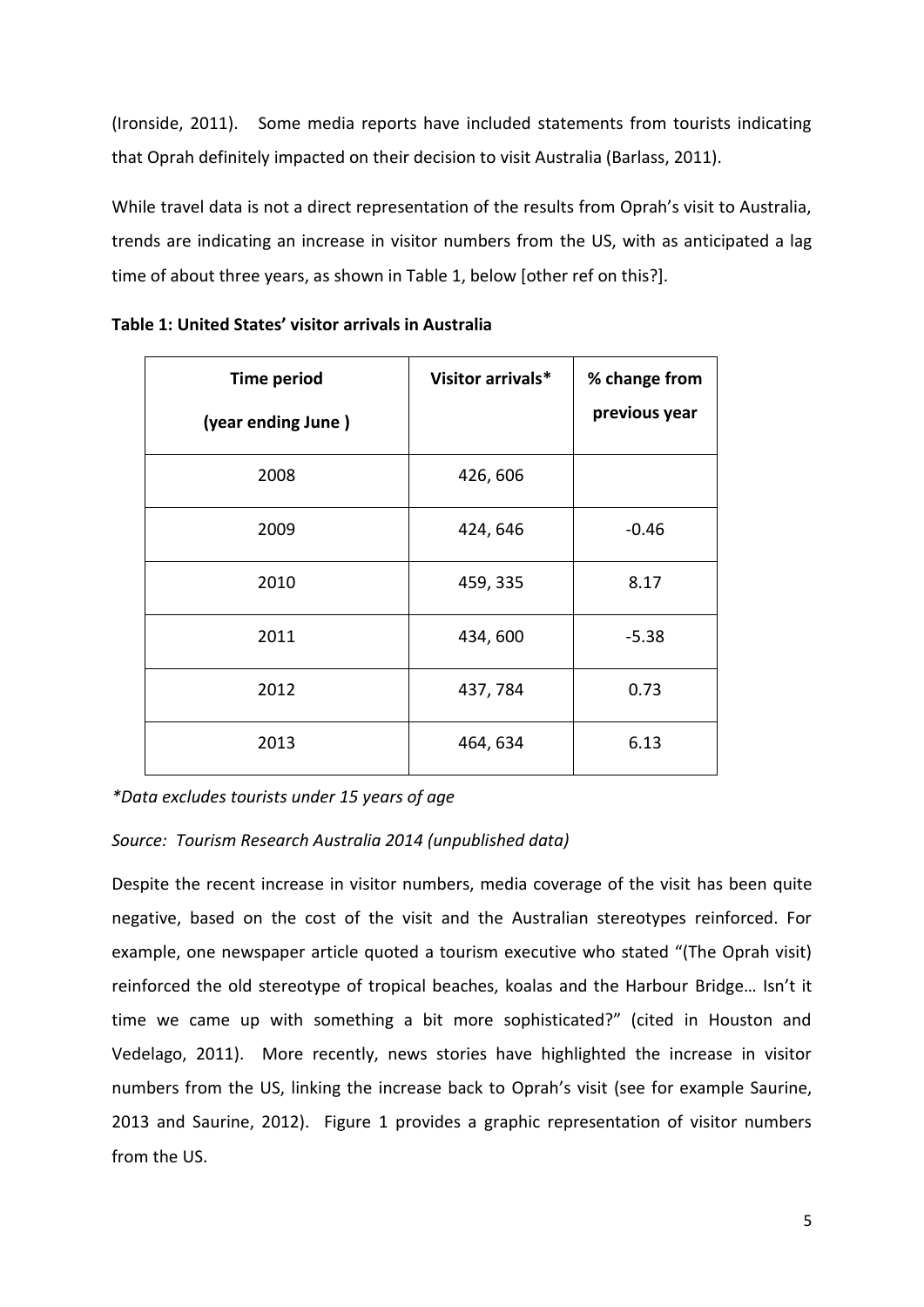(Ironside, 2011). Some media reports have included statements from tourists indicating that Oprah definitely impacted on their decision to visit Australia (Barlass, 2011).

While travel data is not a direct representation of the results from Oprah's visit to Australia, trends are indicating an increase in visitor numbers from the US, with as anticipated a lag time of about three years, as shown in Table 1, below [other ref on this?].

**Table 1: United States' visitor arrivals in Australia**

| Time period (year ending June ) | Visitor arrivals* | % change from previous year |
|---|---|---|
| 2008 | 426, 606 | |
| 2009 | 424, 646 | -0.46 |
| 2010 | 459, 335 | 8.17 |
| 2011 | 434, 600 | -5.38 |
| 2012 | 437, 784 | 0.73 |
| 2013 | 464, 634 | 6.13 |

*\*Data excludes tourists under 15 years of age*

*Source: Tourism Research Australia 2014 (unpublished data)*

Despite the recent increase in visitor numbers, media coverage of the visit has been quite negative, based on the cost of the visit and the Australian stereotypes reinforced. For example, one newspaper article quoted a tourism executive who stated "(The Oprah visit) reinforced the old stereotype of tropical beaches, koalas and the Harbour Bridge… Isn't it time we came up with something a bit more sophisticated?" (cited in Houston and Vedelago, 2011). More recently, news stories have highlighted the increase in visitor numbers from the US, linking the increase back to Oprah's visit (see for example Saurine, 2013 and Saurine, 2012). Figure 1 provides a graphic representation of visitor numbers from the US.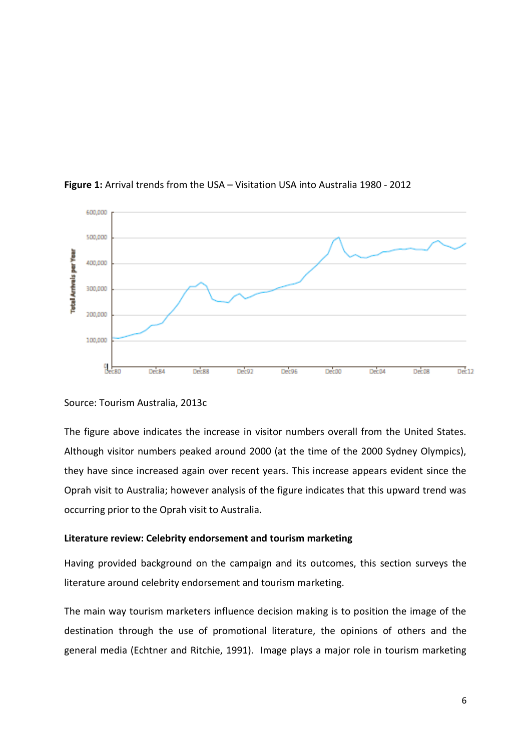**Figure 1:** Arrival trends from the USA – Visitation USA into Australia 1980 - 2012

Source: Tourism Australia, 2013c

The figure above indicates the increase in visitor numbers overall from the United States. Although visitor numbers peaked around 2000 (at the time of the 2000 Sydney Olympics), they have since increased again over recent years. This increase appears evident since the Oprah visit to Australia; however analysis of the figure indicates that this upward trend was occurring prior to the Oprah visit to Australia.

**Literature review: Celebrity endorsement and tourism marketing**

Having provided background on the campaign and its outcomes, this section surveys the literature around celebrity endorsement and tourism marketing.

The main way tourism marketers influence decision making is to position the image of the destination through the use of promotional literature, the opinions of others and the general media (Echtner and Ritchie, 1991). Image plays a major role in tourism marketing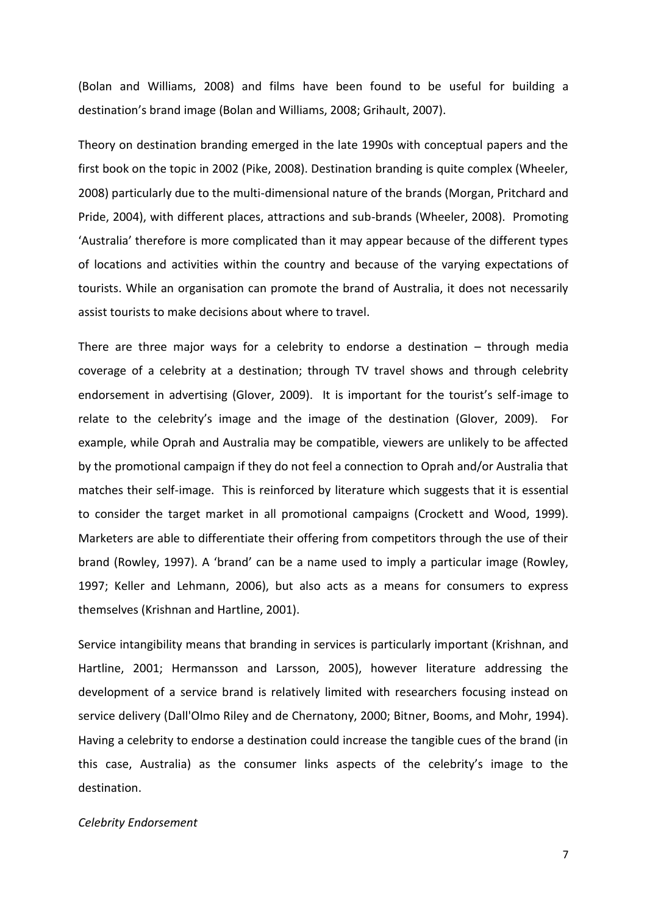(Bolan and Williams, 2008) and films have been found to be useful for building a destination's brand image (Bolan and Williams, 2008; Grihault, 2007).

Theory on destination branding emerged in the late 1990s with conceptual papers and the first book on the topic in 2002 (Pike, 2008). Destination branding is quite complex (Wheeler, 2008) particularly due to the multi-dimensional nature of the brands (Morgan, Pritchard and Pride, 2004), with different places, attractions and sub-brands (Wheeler, 2008). Promoting 'Australia' therefore is more complicated than it may appear because of the different types of locations and activities within the country and because of the varying expectations of tourists. While an organisation can promote the brand of Australia, it does not necessarily assist tourists to make decisions about where to travel.

There are three major ways for a celebrity to endorse a destination – through media coverage of a celebrity at a destination; through TV travel shows and through celebrity endorsement in advertising (Glover, 2009). It is important for the tourist's self-image to relate to the celebrity's image and the image of the destination (Glover, 2009). For example, while Oprah and Australia may be compatible, viewers are unlikely to be affected by the promotional campaign if they do not feel a connection to Oprah and/or Australia that matches their self-image. This is reinforced by literature which suggests that it is essential to consider the target market in all promotional campaigns (Crockett and Wood, 1999). Marketers are able to differentiate their offering from competitors through the use of their brand (Rowley, 1997). A 'brand' can be a name used to imply a particular image (Rowley, 1997; Keller and Lehmann, 2006), but also acts as a means for consumers to express themselves (Krishnan and Hartline, 2001).

Service intangibility means that branding in services is particularly important (Krishnan, and Hartline, 2001; Hermansson and Larsson, 2005), however literature addressing the development of a service brand is relatively limited with researchers focusing instead on service delivery (Dall'Olmo Riley and de Chernatony, 2000; Bitner, Booms, and Mohr, 1994). Having a celebrity to endorse a destination could increase the tangible cues of the brand (in this case, Australia) as the consumer links aspects of the celebrity's image to the destination.

*Celebrity Endorsement*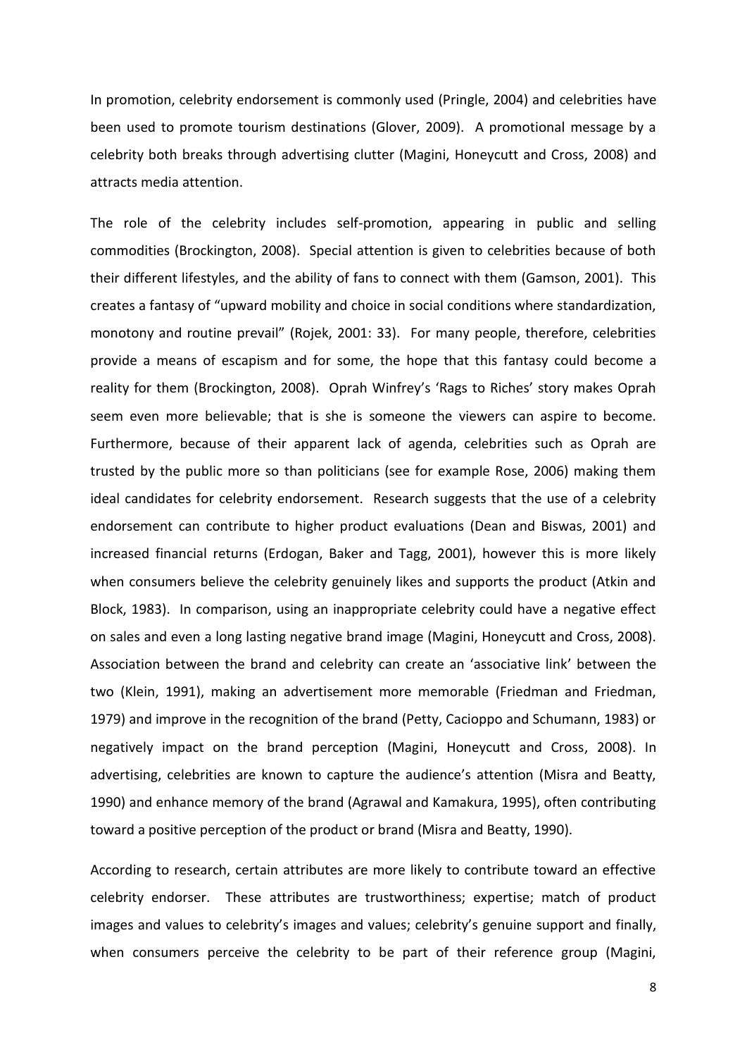In promotion, celebrity endorsement is commonly used (Pringle, 2004) and celebrities have been used to promote tourism destinations (Glover, 2009). A promotional message by a celebrity both breaks through advertising clutter (Magini, Honeycutt and Cross, 2008) and attracts media attention.

The role of the celebrity includes self-promotion, appearing in public and selling commodities (Brockington, 2008). Special attention is given to celebrities because of both their different lifestyles, and the ability of fans to connect with them (Gamson, 2001). This creates a fantasy of "upward mobility and choice in social conditions where standardization, monotony and routine prevail" (Rojek, 2001: 33). For many people, therefore, celebrities provide a means of escapism and for some, the hope that this fantasy could become a reality for them (Brockington, 2008). Oprah Winfrey's 'Rags to Riches' story makes Oprah seem even more believable; that is she is someone the viewers can aspire to become. Furthermore, because of their apparent lack of agenda, celebrities such as Oprah are trusted by the public more so than politicians (see for example Rose, 2006) making them ideal candidates for celebrity endorsement. Research suggests that the use of a celebrity endorsement can contribute to higher product evaluations (Dean and Biswas, 2001) and increased financial returns (Erdogan, Baker and Tagg, 2001), however this is more likely when consumers believe the celebrity genuinely likes and supports the product (Atkin and Block, 1983). In comparison, using an inappropriate celebrity could have a negative effect on sales and even a long lasting negative brand image (Magini, Honeycutt and Cross, 2008). Association between the brand and celebrity can create an 'associative link' between the two (Klein, 1991), making an advertisement more memorable (Friedman and Friedman, 1979) and improve in the recognition of the brand (Petty, Cacioppo and Schumann, 1983) or negatively impact on the brand perception (Magini, Honeycutt and Cross, 2008). In advertising, celebrities are known to capture the audience's attention (Misra and Beatty, 1990) and enhance memory of the brand (Agrawal and Kamakura, 1995), often contributing toward a positive perception of the product or brand (Misra and Beatty, 1990).

According to research, certain attributes are more likely to contribute toward an effective celebrity endorser. These attributes are trustworthiness; expertise; match of product images and values to celebrity's images and values; celebrity's genuine support and finally, when consumers perceive the celebrity to be part of their reference group (Magini,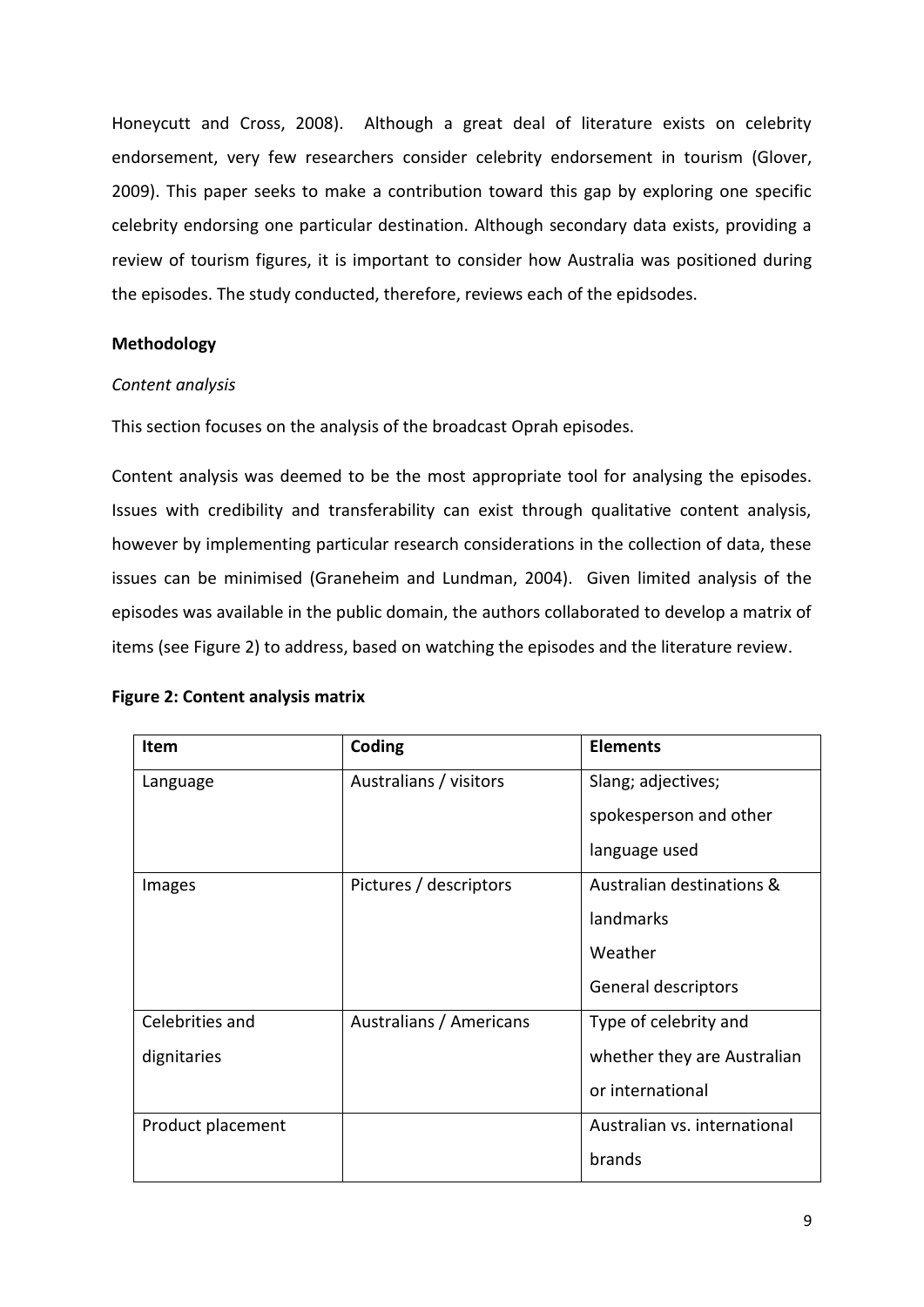Honeycutt and Cross, 2008). Although a great deal of literature exists on celebrity endorsement, very few researchers consider celebrity endorsement in tourism (Glover, 2009). This paper seeks to make a contribution toward this gap by exploring one specific celebrity endorsing one particular destination. Although secondary data exists, providing a review of tourism figures, it is important to consider how Australia was positioned during the episodes. The study conducted, therefore, reviews each of the epidsodes.

**Methodology**

*Content analysis*

This section focuses on the analysis of the broadcast Oprah episodes.

Content analysis was deemed to be the most appropriate tool for analysing the episodes. Issues with credibility and transferability can exist through qualitative content analysis, however by implementing particular research considerations in the collection of data, these issues can be minimised (Graneheim and Lundman, 2004). Given limited analysis of the episodes was available in the public domain, the authors collaborated to develop a matrix of items (see Figure 2) to address, based on watching the episodes and the literature review.

**Figure 2: Content analysis matrix**

| Item | Coding | Elements |
|---|---|---|
| Language | Australians / visitors | Slang; adjectives; spokesperson and other language used |
| Images | Pictures / descriptors | Australian destinations & landmarks<br>Weather<br>General descriptors |
| Celebrities and dignitaries | Australians / Americans | Type of celebrity and whether they are Australian or international |
| Product placement | | Australian vs. international brands |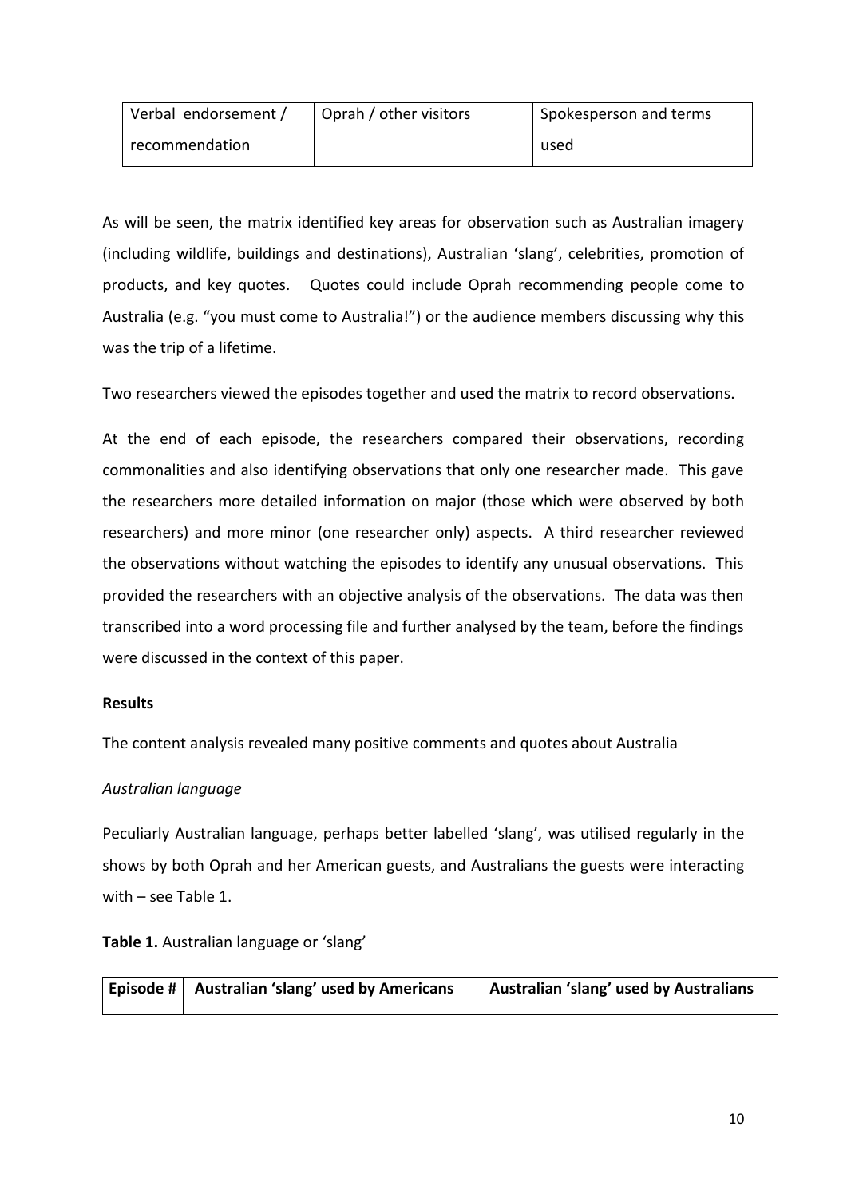| Verbal endorsement / recommendation | Oprah / other visitors | Spokesperson and terms used |
|---|---|---|

As will be seen, the matrix identified key areas for observation such as Australian imagery (including wildlife, buildings and destinations), Australian 'slang', celebrities, promotion of products, and key quotes. Quotes could include Oprah recommending people come to Australia (e.g. "you must come to Australia!") or the audience members discussing why this was the trip of a lifetime.

Two researchers viewed the episodes together and used the matrix to record observations.

At the end of each episode, the researchers compared their observations, recording commonalities and also identifying observations that only one researcher made. This gave the researchers more detailed information on major (those which were observed by both researchers) and more minor (one researcher only) aspects. A third researcher reviewed the observations without watching the episodes to identify any unusual observations. This provided the researchers with an objective analysis of the observations. The data was then transcribed into a word processing file and further analysed by the team, before the findings were discussed in the context of this paper.

**Results**

The content analysis revealed many positive comments and quotes about Australia

*Australian language*

Peculiarly Australian language, perhaps better labelled 'slang', was utilised regularly in the shows by both Oprah and her American guests, and Australians the guests were interacting with – see Table 1.

**Table 1.** Australian language or 'slang'

| Episode # | Australian 'slang' used by Americans | Australian 'slang' used by Australians |
|---|---|---|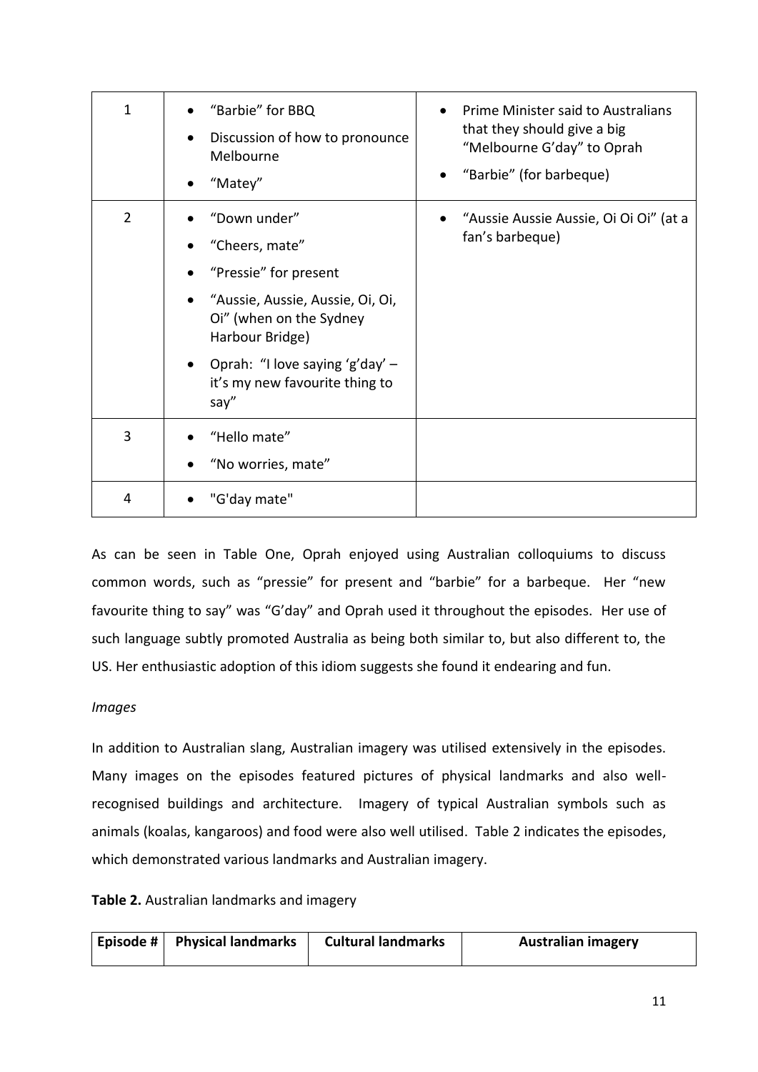| | | |
|---|---|---|
| 1 | • "Barbie" for BBQ<br>• Discussion of how to pronounce Melbourne<br>• "Matey" | • Prime Minister said to Australians that they should give a big "Melbourne G'day" to Oprah<br>• "Barbie" (for barbeque) |
| 2 | • "Down under"<br>• "Cheers, mate"<br>• "Pressie" for present<br>• "Aussie, Aussie, Aussie, Oi, Oi, Oi" (when on the Sydney Harbour Bridge)<br>• Oprah: "I love saying 'g'day' – it's my new favourite thing to say" | • "Aussie Aussie Aussie, Oi Oi Oi" (at a fan's barbeque) |
| 3 | • "Hello mate"<br>• "No worries, mate" | |
| 4 | • "G'day mate" | |

As can be seen in Table One, Oprah enjoyed using Australian colloquiums to discuss common words, such as "pressie" for present and "barbie" for a barbeque. Her "new favourite thing to say" was "G'day" and Oprah used it throughout the episodes. Her use of such language subtly promoted Australia as being both similar to, but also different to, the US. Her enthusiastic adoption of this idiom suggests she found it endearing and fun.

*Images*

In addition to Australian slang, Australian imagery was utilised extensively in the episodes. Many images on the episodes featured pictures of physical landmarks and also well-recognised buildings and architecture. Imagery of typical Australian symbols such as animals (koalas, kangaroos) and food were also well utilised. Table 2 indicates the episodes, which demonstrated various landmarks and Australian imagery.

**Table 2.** Australian landmarks and imagery

| Episode # | Physical landmarks | Cultural landmarks | Australian imagery |
|---|---|---|---|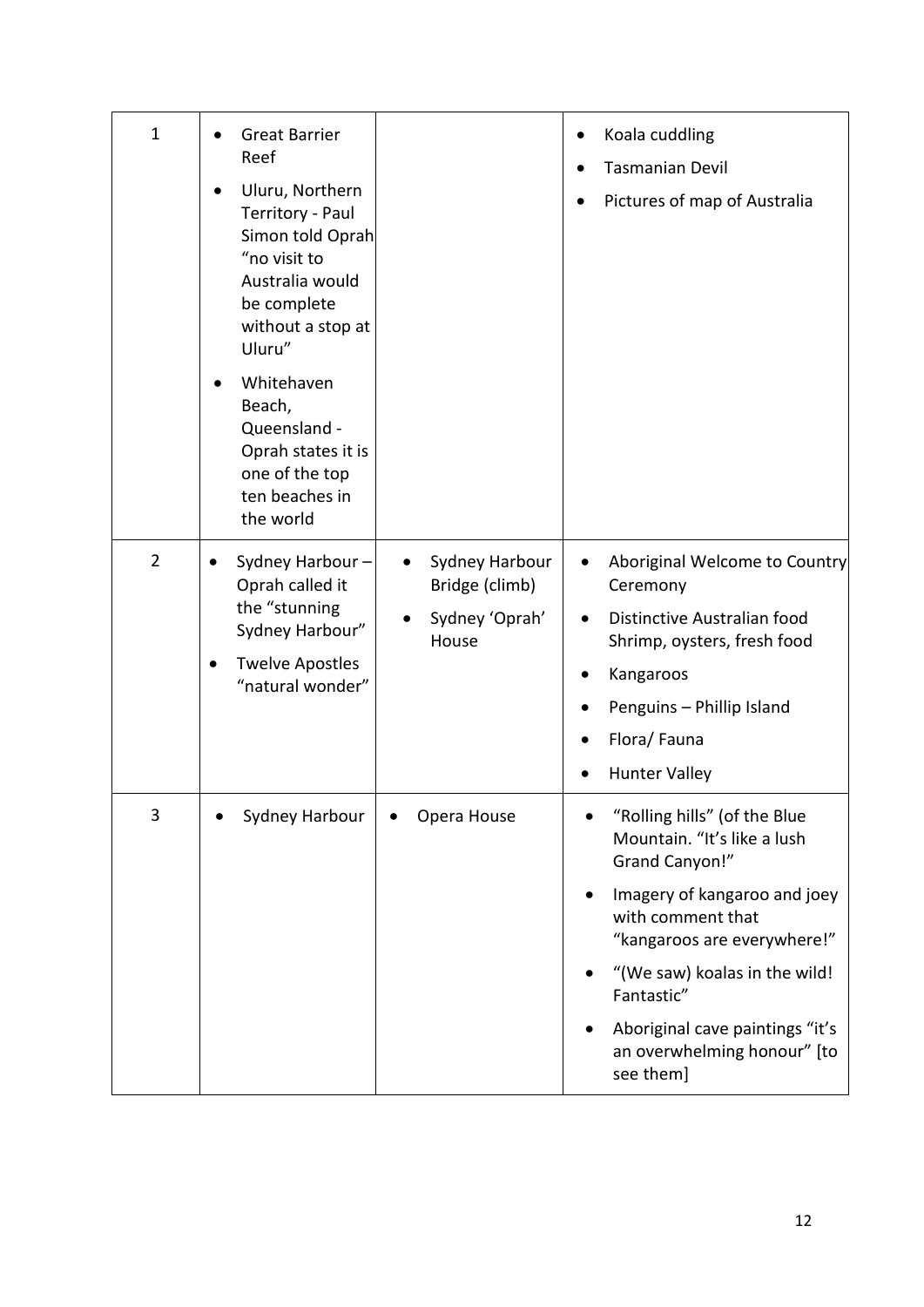| | | | |
|---|---|---|---|
| 1 | • Great Barrier Reef<br>• Uluru, Northern Territory - Paul Simon told Oprah "no visit to Australia would be complete without a stop at Uluru"<br>• Whitehaven Beach, Queensland - Oprah states it is one of the top ten beaches in the world | | • Koala cuddling<br>• Tasmanian Devil<br>• Pictures of map of Australia |
| 2 | • Sydney Harbour – Oprah called it the "stunning Sydney Harbour"<br>• Twelve Apostles "natural wonder" | • Sydney Harbour Bridge (climb)<br>• Sydney 'Oprah' House | • Aboriginal Welcome to Country Ceremony<br>• Distinctive Australian food Shrimp, oysters, fresh food<br>• Kangaroos<br>• Penguins – Phillip Island<br>• Flora/ Fauna<br>• Hunter Valley |
| 3 | • Sydney Harbour | • Opera House | • "Rolling hills" (of the Blue Mountain. "It's like a lush Grand Canyon!"<br>• Imagery of kangaroo and joey with comment that "kangaroos are everywhere!"<br>• "(We saw) koalas in the wild! Fantastic"<br>• Aboriginal cave paintings "it's an overwhelming honour" [to see them] |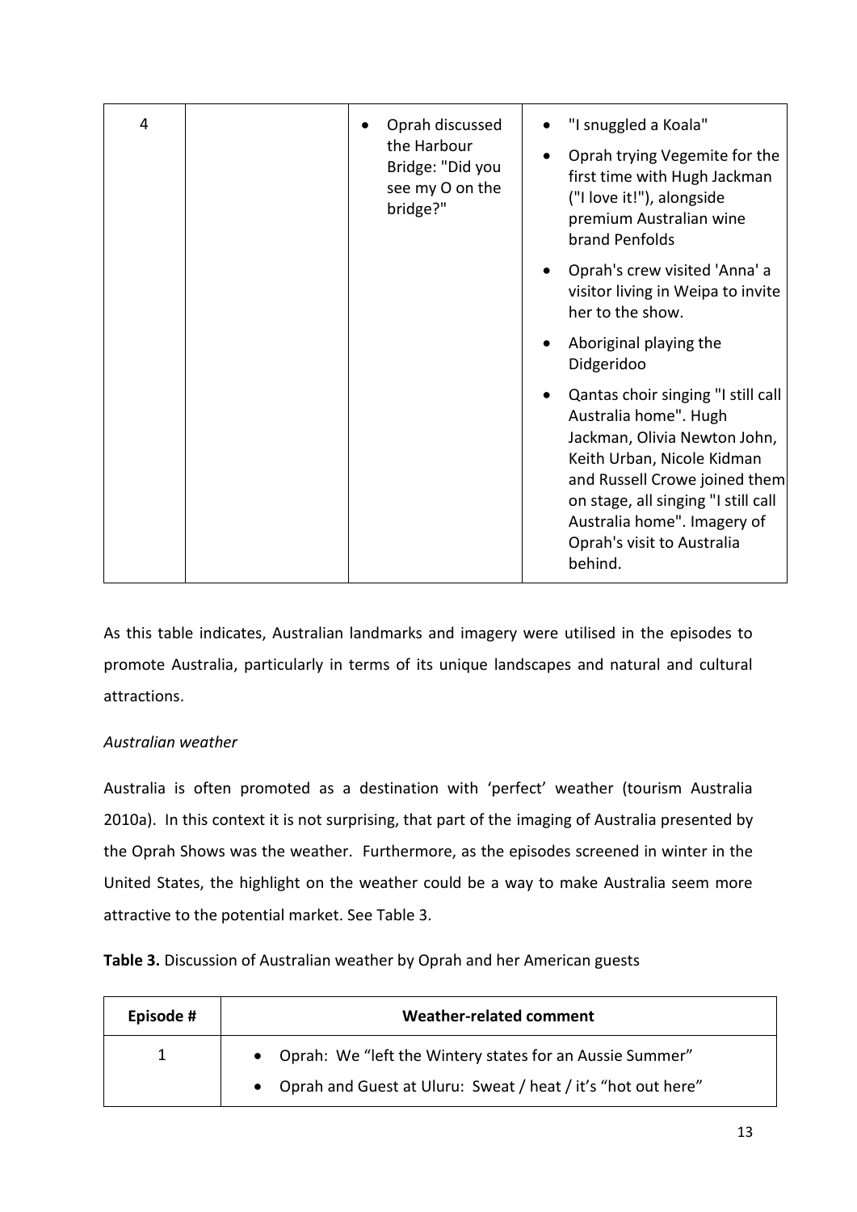| 4 | | • Oprah discussed the Harbour Bridge: "Did you see my O on the bridge?" | • "I snuggled a Koala"<br>• Oprah trying Vegemite for the first time with Hugh Jackman ("I love it!"), alongside premium Australian wine brand Penfolds<br>• Oprah's crew visited 'Anna' a visitor living in Weipa to invite her to the show.<br>• Aboriginal playing the Didgeridoo<br>• Qantas choir singing "I still call Australia home". Hugh Jackman, Olivia Newton John, Keith Urban, Nicole Kidman and Russell Crowe joined them on stage, all singing "I still call Australia home". Imagery of Oprah's visit to Australia behind. |
|---|---|---|---|

As this table indicates, Australian landmarks and imagery were utilised in the episodes to promote Australia, particularly in terms of its unique landscapes and natural and cultural attractions.

*Australian weather*

Australia is often promoted as a destination with 'perfect' weather (tourism Australia 2010a). In this context it is not surprising, that part of the imaging of Australia presented by the Oprah Shows was the weather. Furthermore, as the episodes screened in winter in the United States, the highlight on the weather could be a way to make Australia seem more attractive to the potential market. See Table 3.

**Table 3.** Discussion of Australian weather by Oprah and her American guests

| Episode # | Weather-related comment |
|---|---|
| 1 | • Oprah: We "left the Wintery states for an Aussie Summer"<br>• Oprah and Guest at Uluru: Sweat / heat / it's "hot out here" |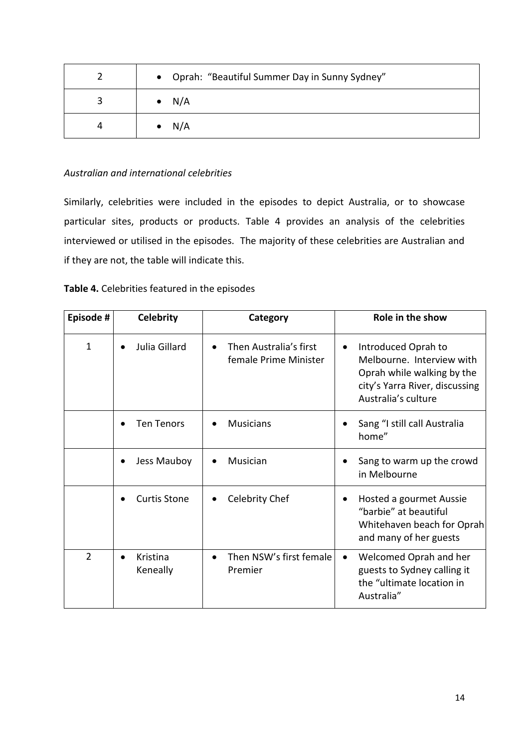| 2 | • Oprah: "Beautiful Summer Day in Sunny Sydney" |
|---|---|
| 3 | • N/A |
| 4 | • N/A |

*Australian and international celebrities*

Similarly, celebrities were included in the episodes to depict Australia, or to showcase particular sites, products or products. Table 4 provides an analysis of the celebrities interviewed or utilised in the episodes. The majority of these celebrities are Australian and if they are not, the table will indicate this.

**Table 4.** Celebrities featured in the episodes

| Episode # | Celebrity | Category | Role in the show |
|---|---|---|---|
| 1 | • Julia Gillard | • Then Australia's first female Prime Minister | • Introduced Oprah to Melbourne. Interview with Oprah while walking by the city's Yarra River, discussing Australia's culture |
| | • Ten Tenors | • Musicians | • Sang "I still call Australia home" |
| | • Jess Mauboy | • Musician | • Sang to warm up the crowd in Melbourne |
| | • Curtis Stone | • Celebrity Chef | • Hosted a gourmet Aussie "barbie" at beautiful Whitehaven beach for Oprah and many of her guests |
| 2 | • Kristina Keneally | • Then NSW's first female Premier | • Welcomed Oprah and her guests to Sydney calling it the "ultimate location in Australia" |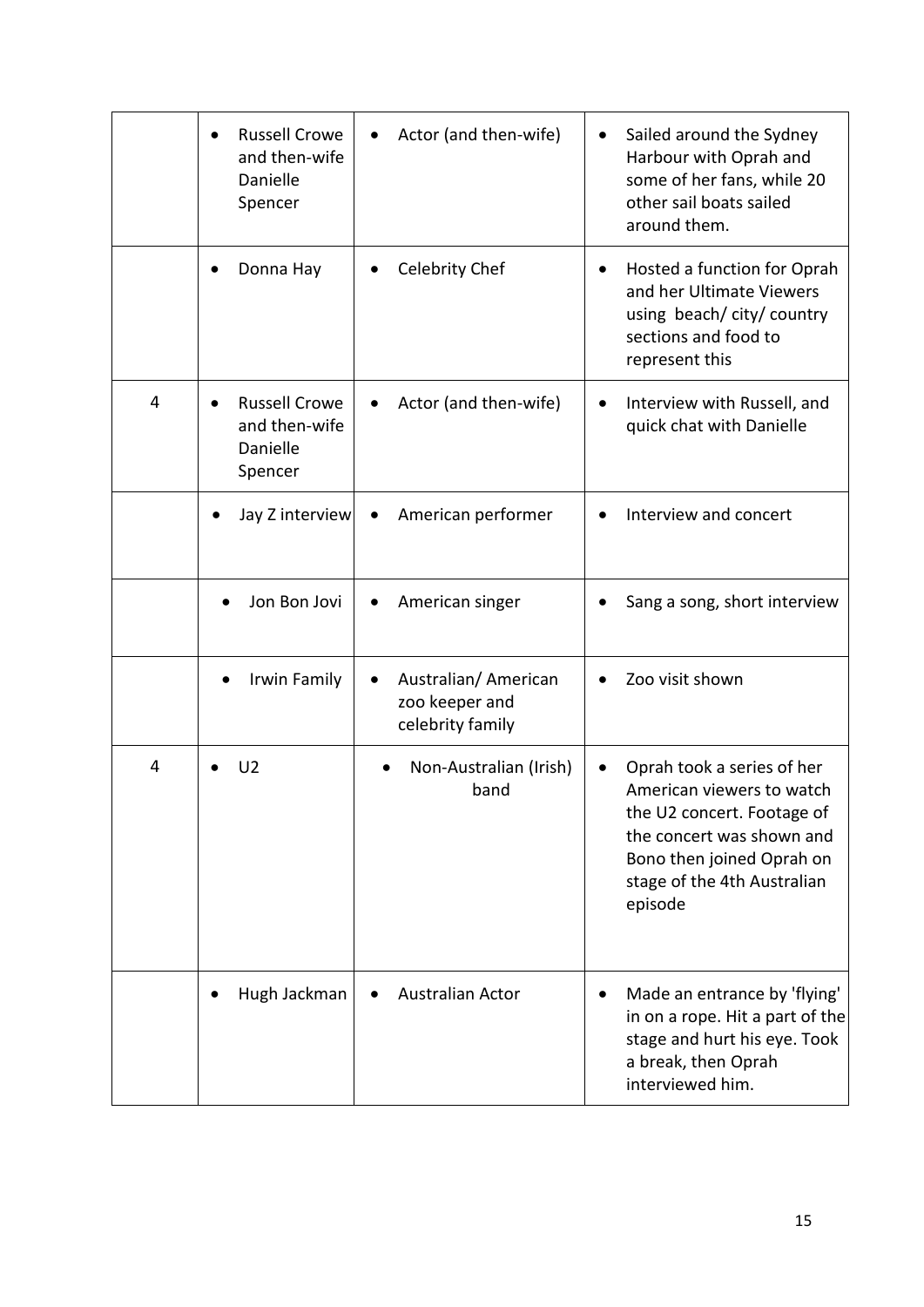| | | | |
|---|---|---|---|
| | • Russell Crowe and then-wife Danielle Spencer | • Actor (and then-wife) | • Sailed around the Sydney Harbour with Oprah and some of her fans, while 20 other sail boats sailed around them. |
| | • Donna Hay | • Celebrity Chef | • Hosted a function for Oprah and her Ultimate Viewers using beach/ city/ country sections and food to represent this |
| 4 | • Russell Crowe and then-wife Danielle Spencer | • Actor (and then-wife) | • Interview with Russell, and quick chat with Danielle |
| | • Jay Z interview | • American performer | • Interview and concert |
| | • Jon Bon Jovi | • American singer | • Sang a song, short interview |
| | • Irwin Family | • Australian/ American zoo keeper and celebrity family | • Zoo visit shown |
| 4 | • U2 | • Non-Australian (Irish) band | • Oprah took a series of her American viewers to watch the U2 concert. Footage of the concert was shown and Bono then joined Oprah on stage of the 4th Australian episode |
| | • Hugh Jackman | • Australian Actor | • Made an entrance by 'flying' in on a rope. Hit a part of the stage and hurt his eye. Took a break, then Oprah interviewed him. |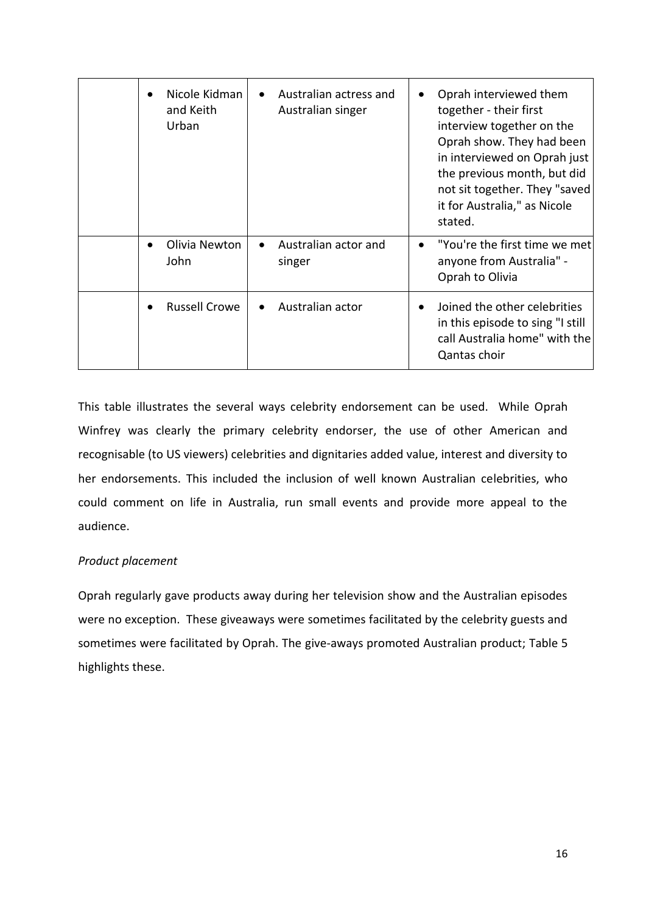| | | | |
|---|---|---|---|
| | • Nicole Kidman and Keith Urban | • Australian actress and Australian singer | • Oprah interviewed them together - their first interview together on the Oprah show. They had been in interviewed on Oprah just the previous month, but did not sit together. They "saved it for Australia," as Nicole stated. |
| | • Olivia Newton John | • Australian actor and singer | • "You're the first time we met anyone from Australia" - Oprah to Olivia |
| | • Russell Crowe | • Australian actor | • Joined the other celebrities in this episode to sing "I still call Australia home" with the Qantas choir |

This table illustrates the several ways celebrity endorsement can be used. While Oprah Winfrey was clearly the primary celebrity endorser, the use of other American and recognisable (to US viewers) celebrities and dignitaries added value, interest and diversity to her endorsements. This included the inclusion of well known Australian celebrities, who could comment on life in Australia, run small events and provide more appeal to the audience.

*Product placement*

Oprah regularly gave products away during her television show and the Australian episodes were no exception. These giveaways were sometimes facilitated by the celebrity guests and sometimes were facilitated by Oprah. The give-aways promoted Australian product; Table 5 highlights these.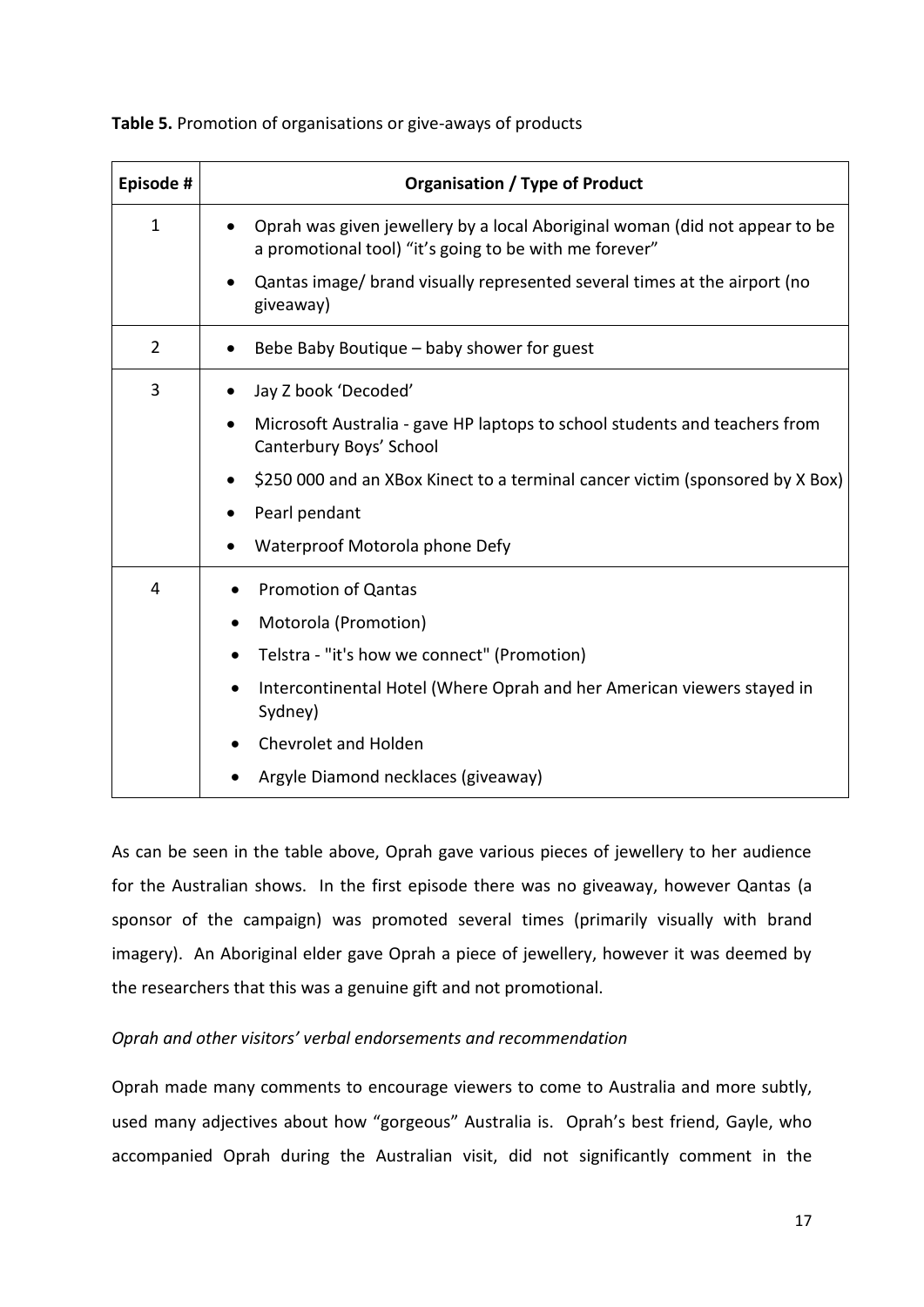**Table 5.** Promotion of organisations or give-aways of products

| Episode # | Organisation / Type of Product |
|---|---|
| 1 | • Oprah was given jewellery by a local Aboriginal woman (did not appear to be a promotional tool) "it's going to be with me forever"<br>• Qantas image/ brand visually represented several times at the airport (no giveaway) |
| 2 | • Bebe Baby Boutique – baby shower for guest |
| 3 | • Jay Z book 'Decoded'<br>• Microsoft Australia - gave HP laptops to school students and teachers from Canterbury Boys' School<br>• $250 000 and an XBox Kinect to a terminal cancer victim (sponsored by X Box)<br>• Pearl pendant<br>• Waterproof Motorola phone Defy |
| 4 | • Promotion of Qantas<br>• Motorola (Promotion)<br>• Telstra - "it's how we connect" (Promotion)<br>• Intercontinental Hotel (Where Oprah and her American viewers stayed in Sydney)<br>• Chevrolet and Holden<br>• Argyle Diamond necklaces (giveaway) |

As can be seen in the table above, Oprah gave various pieces of jewellery to her audience for the Australian shows. In the first episode there was no giveaway, however Qantas (a sponsor of the campaign) was promoted several times (primarily visually with brand imagery). An Aboriginal elder gave Oprah a piece of jewellery, however it was deemed by the researchers that this was a genuine gift and not promotional.

*Oprah and other visitors' verbal endorsements and recommendation*

Oprah made many comments to encourage viewers to come to Australia and more subtly, used many adjectives about how "gorgeous" Australia is. Oprah's best friend, Gayle, who accompanied Oprah during the Australian visit, did not significantly comment in the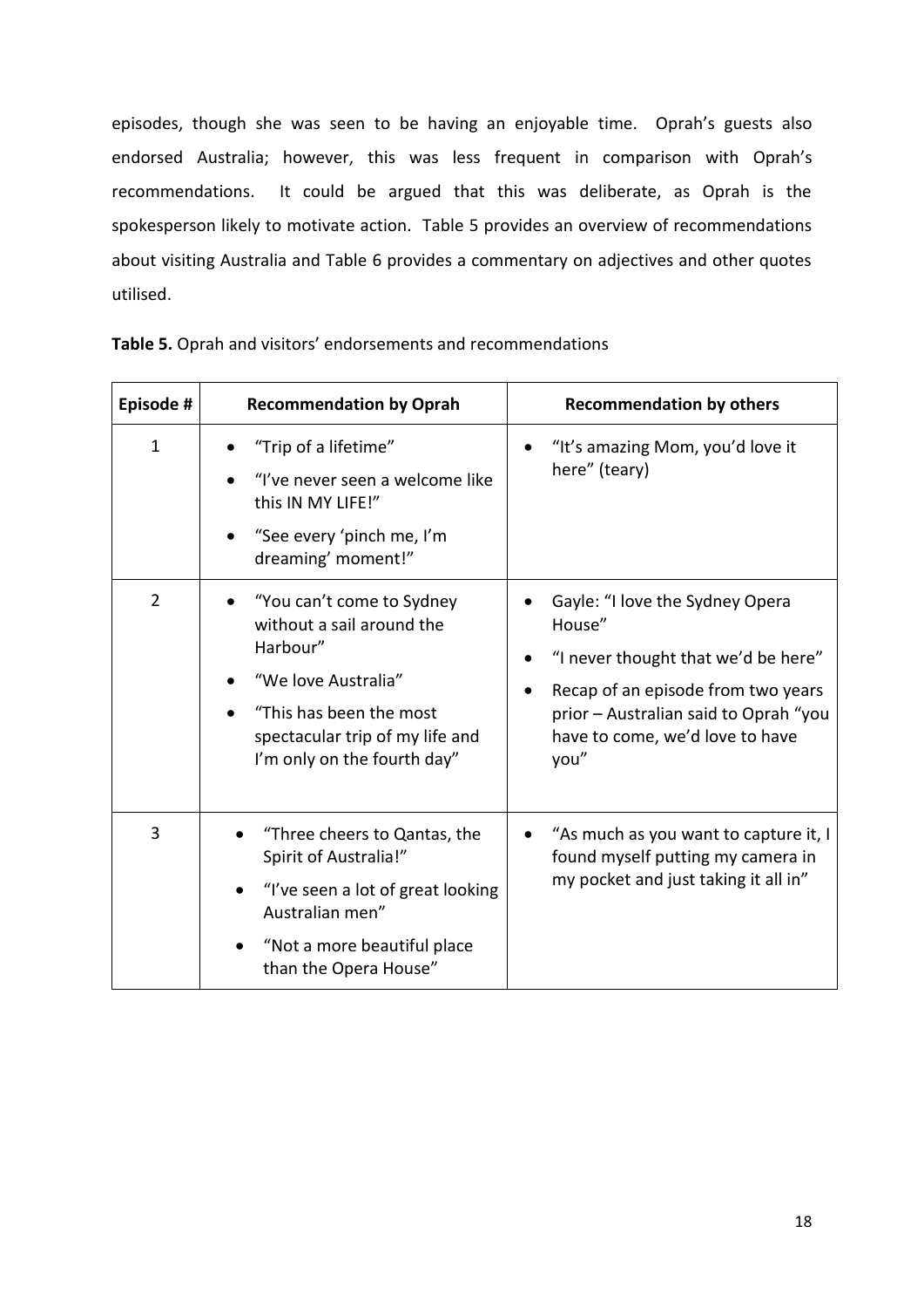episodes, though she was seen to be having an enjoyable time. Oprah's guests also endorsed Australia; however, this was less frequent in comparison with Oprah's recommendations. It could be argued that this was deliberate, as Oprah is the spokesperson likely to motivate action. Table 5 provides an overview of recommendations about visiting Australia and Table 6 provides a commentary on adjectives and other quotes utilised.

**Table 5.** Oprah and visitors' endorsements and recommendations

| Episode # | Recommendation by Oprah | Recommendation by others |
|---|---|---|
| 1 | • "Trip of a lifetime"<br>• "I've never seen a welcome like this IN MY LIFE!"<br>• "See every 'pinch me, I'm dreaming' moment!" | • "It's amazing Mom, you'd love it here" (teary) |
| 2 | • "You can't come to Sydney without a sail around the Harbour"<br>• "We love Australia"<br>• "This has been the most spectacular trip of my life and I'm only on the fourth day" | • Gayle: "I love the Sydney Opera House"<br>• "I never thought that we'd be here"<br>• Recap of an episode from two years prior – Australian said to Oprah "you have to come, we'd love to have you" |
| 3 | • "Three cheers to Qantas, the Spirit of Australia!"<br>• "I've seen a lot of great looking Australian men"<br>• "Not a more beautiful place than the Opera House" | • "As much as you want to capture it, I found myself putting my camera in my pocket and just taking it all in" |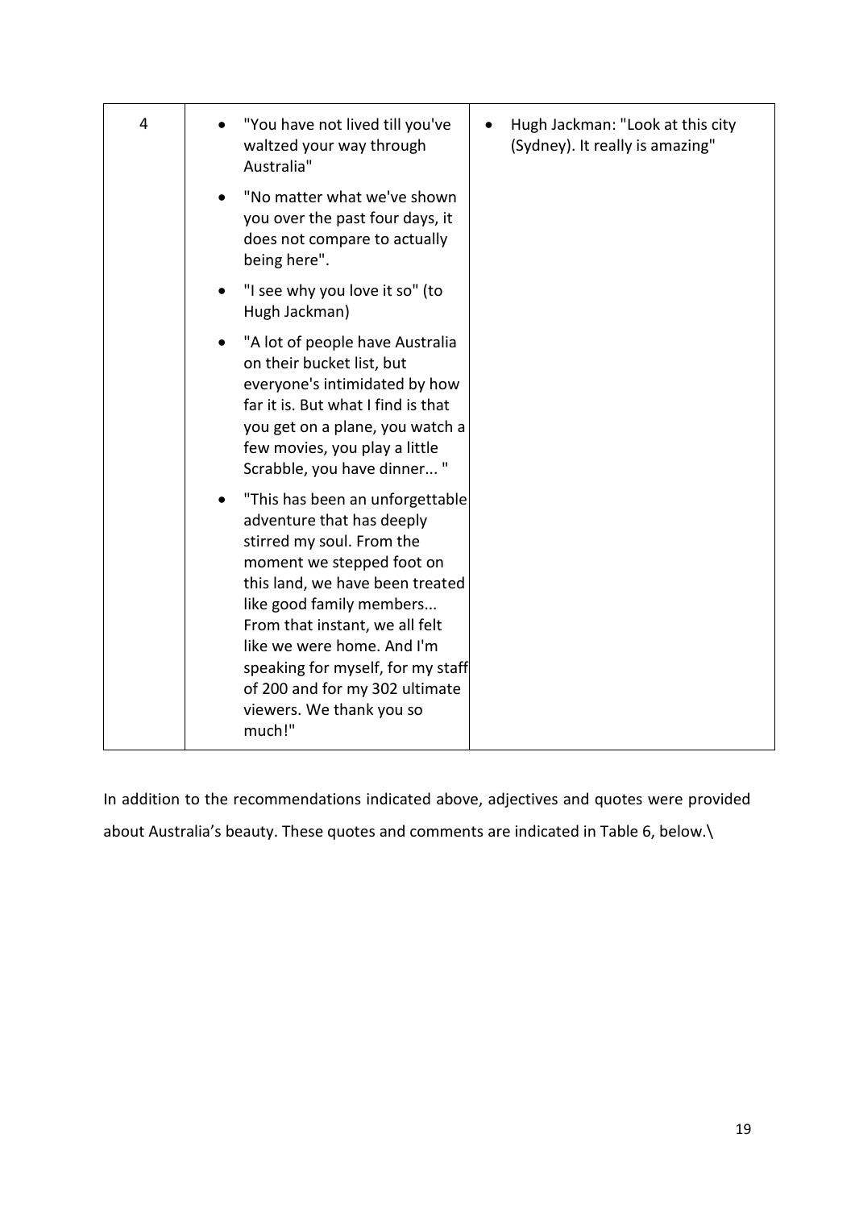| | | |
|---|---|---|
| 4 | • "You have not lived till you've waltzed your way through Australia"<br>• "No matter what we've shown you over the past four days, it does not compare to actually being here".<br>• "I see why you love it so" (to Hugh Jackman)<br>• "A lot of people have Australia on their bucket list, but everyone's intimidated by how far it is. But what I find is that you get on a plane, you watch a few movies, you play a little Scrabble, you have dinner... "<br>• "This has been an unforgettable adventure that has deeply stirred my soul. From the moment we stepped foot on this land, we have been treated like good family members... From that instant, we all felt like we were home. And I'm speaking for myself, for my staff of 200 and for my 302 ultimate viewers. We thank you so much!" | • Hugh Jackman: "Look at this city (Sydney). It really is amazing" |

In addition to the recommendations indicated above, adjectives and quotes were provided about Australia's beauty. These quotes and comments are indicated in Table 6, below.\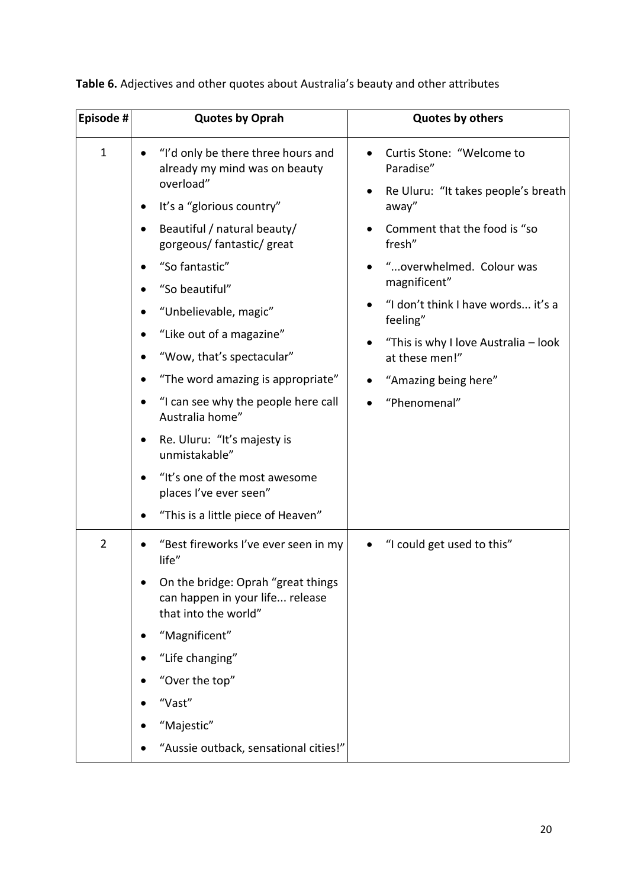**Table 6.** Adjectives and other quotes about Australia's beauty and other attributes

| Episode # | Quotes by Oprah | Quotes by others |
|---|---|---|
| 1 | • "I'd only be there three hours and already my mind was on beauty overload"<br>• It's a "glorious country"<br>• Beautiful / natural beauty/ gorgeous/ fantastic/ great<br>• "So fantastic"<br>• "So beautiful"<br>• "Unbelievable, magic"<br>• "Like out of a magazine"<br>• "Wow, that's spectacular"<br>• "The word amazing is appropriate"<br>• "I can see why the people here call Australia home"<br>• Re. Uluru: "It's majesty is unmistakable"<br>• "It's one of the most awesome places I've ever seen"<br>• "This is a little piece of Heaven" | • Curtis Stone: "Welcome to Paradise"<br>• Re Uluru: "It takes people's breath away"<br>• Comment that the food is "so fresh"<br>• "...overwhelmed. Colour was magnificent"<br>• "I don't think I have words... it's a feeling"<br>• "This is why I love Australia – look at these men!"<br>• "Amazing being here"<br>• "Phenomenal" |
| 2 | • "Best fireworks I've ever seen in my life"<br>• On the bridge: Oprah "great things can happen in your life... release that into the world"<br>• "Magnificent"<br>• "Life changing"<br>• "Over the top"<br>• "Vast"<br>• "Majestic"<br>• "Aussie outback, sensational cities!" | • "I could get used to this" |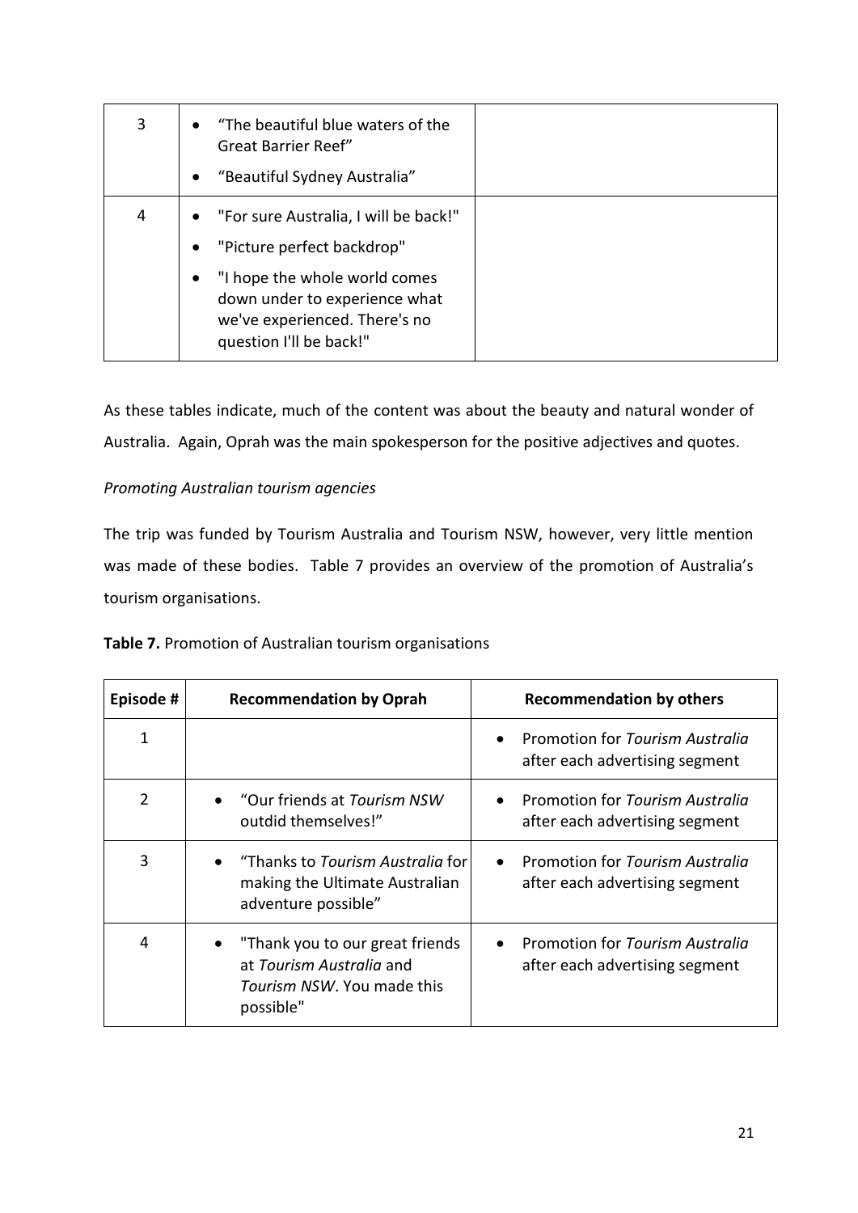| | | |
|---|---|---|
| 3 | • "The beautiful blue waters of the Great Barrier Reef"<br>• "Beautiful Sydney Australia" | |
| 4 | • "For sure Australia, I will be back!"<br>• "Picture perfect backdrop"<br>• "I hope the whole world comes down under to experience what we've experienced. There's no question I'll be back!" | |

As these tables indicate, much of the content was about the beauty and natural wonder of Australia. Again, Oprah was the main spokesperson for the positive adjectives and quotes.

*Promoting Australian tourism agencies*

The trip was funded by Tourism Australia and Tourism NSW, however, very little mention was made of these bodies. Table 7 provides an overview of the promotion of Australia's tourism organisations.

**Table 7.** Promotion of Australian tourism organisations

| Episode # | Recommendation by Oprah | Recommendation by others |
|---|---|---|
| 1 | | • Promotion for *Tourism Australia* after each advertising segment |
| 2 | • "Our friends at *Tourism NSW* outdid themselves!" | • Promotion for *Tourism Australia* after each advertising segment |
| 3 | • "Thanks to *Tourism Australia* for making the Ultimate Australian adventure possible" | • Promotion for *Tourism Australia* after each advertising segment |
| 4 | • "Thank you to our great friends at *Tourism Australia* and *Tourism NSW*. You made this possible" | • Promotion for *Tourism Australia* after each advertising segment |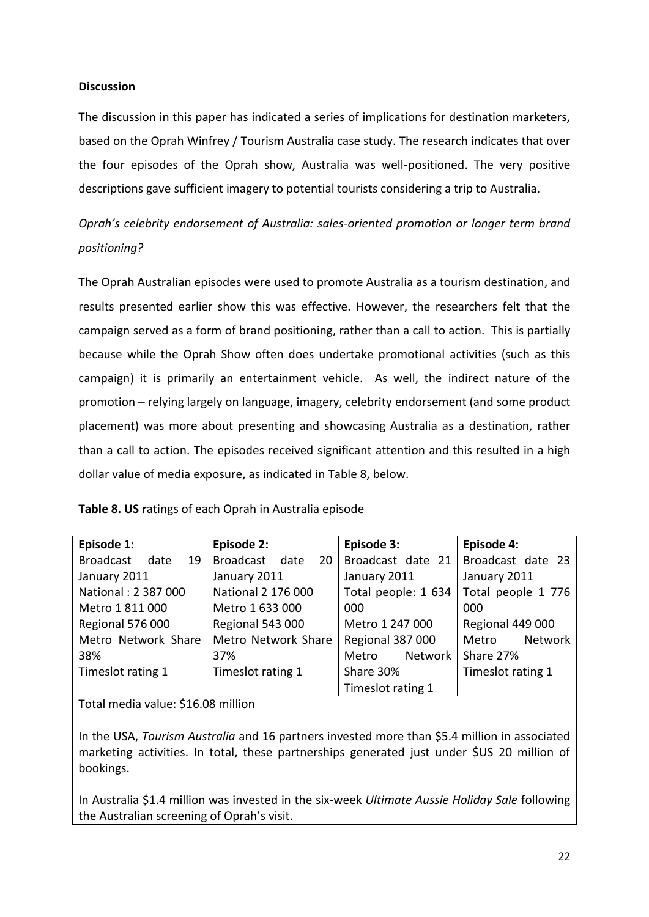**Discussion**

The discussion in this paper has indicated a series of implications for destination marketers, based on the Oprah Winfrey / Tourism Australia case study. The research indicates that over the four episodes of the Oprah show, Australia was well-positioned. The very positive descriptions gave sufficient imagery to potential tourists considering a trip to Australia.

*Oprah's celebrity endorsement of Australia: sales-oriented promotion or longer term brand positioning?*

The Oprah Australian episodes were used to promote Australia as a tourism destination, and results presented earlier show this was effective. However, the researchers felt that the campaign served as a form of brand positioning, rather than a call to action. This is partially because while the Oprah Show often does undertake promotional activities (such as this campaign) it is primarily an entertainment vehicle. As well, the indirect nature of the promotion – relying largely on language, imagery, celebrity endorsement (and some product placement) was more about presenting and showcasing Australia as a destination, rather than a call to action. The episodes received significant attention and this resulted in a high dollar value of media exposure, as indicated in Table 8, below.

**Table 8. US r**atings of each Oprah in Australia episode

| **Episode 1:** | **Episode 2:** | **Episode 3:** | **Episode 4:** |
|---|---|---|---|
| Broadcast date 19 January 2011<br>National : 2 387 000<br>Metro 1 811 000<br>Regional 576 000<br>Metro Network Share 38%<br>Timeslot rating 1 | Broadcast date 20 January 2011<br>National 2 176 000<br>Metro 1 633 000<br>Regional 543 000<br>Metro Network Share 37%<br>Timeslot rating 1 | Broadcast date 21 January 2011<br>Total people: 1 634 000<br>Metro 1 247 000<br>Regional 387 000<br>Metro Network Share 30%<br>Timeslot rating 1 | Broadcast date 23 January 2011<br>Total people 1 776 000<br>Regional 449 000<br>Metro Network Share 27%<br>Timeslot rating 1 |

Total media value: $16.08 million

In the USA, *Tourism Australia* and 16 partners invested more than $5.4 million in associated marketing activities. In total, these partnerships generated just under $US 20 million of bookings.

In Australia $1.4 million was invested in the six-week *Ultimate Aussie Holiday Sale* following the Australian screening of Oprah's visit.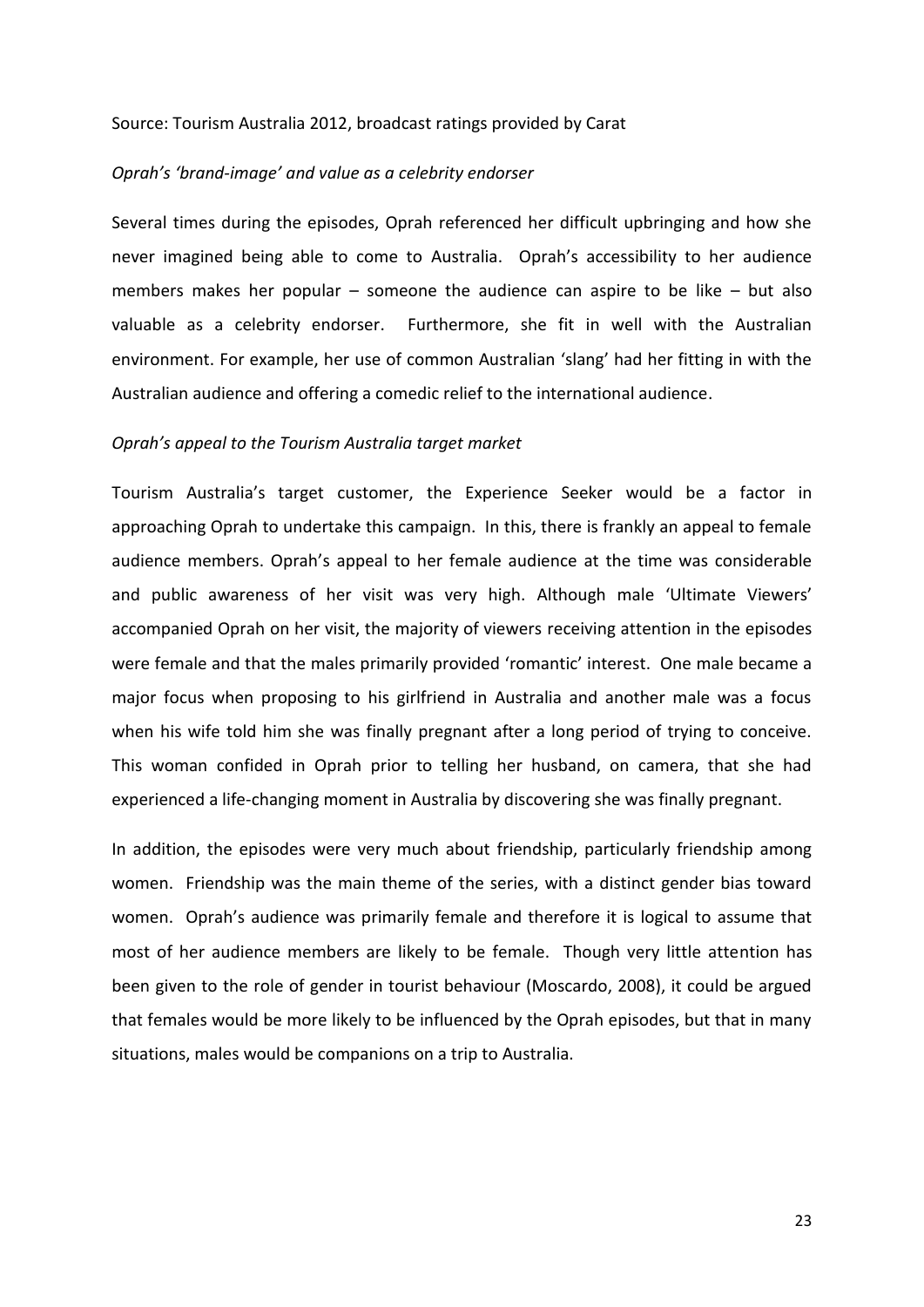Source: Tourism Australia 2012, broadcast ratings provided by Carat

*Oprah's 'brand-image' and value as a celebrity endorser*

Several times during the episodes, Oprah referenced her difficult upbringing and how she never imagined being able to come to Australia. Oprah's accessibility to her audience members makes her popular – someone the audience can aspire to be like – but also valuable as a celebrity endorser. Furthermore, she fit in well with the Australian environment. For example, her use of common Australian 'slang' had her fitting in with the Australian audience and offering a comedic relief to the international audience.

*Oprah's appeal to the Tourism Australia target market*

Tourism Australia's target customer, the Experience Seeker would be a factor in approaching Oprah to undertake this campaign. In this, there is frankly an appeal to female audience members. Oprah's appeal to her female audience at the time was considerable and public awareness of her visit was very high. Although male 'Ultimate Viewers' accompanied Oprah on her visit, the majority of viewers receiving attention in the episodes were female and that the males primarily provided 'romantic' interest. One male became a major focus when proposing to his girlfriend in Australia and another male was a focus when his wife told him she was finally pregnant after a long period of trying to conceive. This woman confided in Oprah prior to telling her husband, on camera, that she had experienced a life-changing moment in Australia by discovering she was finally pregnant.

In addition, the episodes were very much about friendship, particularly friendship among women. Friendship was the main theme of the series, with a distinct gender bias toward women. Oprah's audience was primarily female and therefore it is logical to assume that most of her audience members are likely to be female. Though very little attention has been given to the role of gender in tourist behaviour (Moscardo, 2008), it could be argued that females would be more likely to be influenced by the Oprah episodes, but that in many situations, males would be companions on a trip to Australia.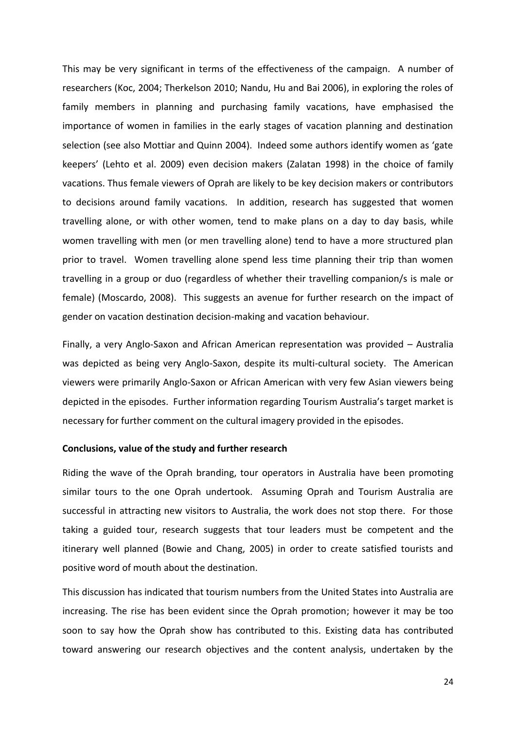This may be very significant in terms of the effectiveness of the campaign. A number of researchers (Koc, 2004; Therkelson 2010; Nandu, Hu and Bai 2006), in exploring the roles of family members in planning and purchasing family vacations, have emphasised the importance of women in families in the early stages of vacation planning and destination selection (see also Mottiar and Quinn 2004). Indeed some authors identify women as 'gate keepers' (Lehto et al. 2009) even decision makers (Zalatan 1998) in the choice of family vacations. Thus female viewers of Oprah are likely to be key decision makers or contributors to decisions around family vacations. In addition, research has suggested that women travelling alone, or with other women, tend to make plans on a day to day basis, while women travelling with men (or men travelling alone) tend to have a more structured plan prior to travel. Women travelling alone spend less time planning their trip than women travelling in a group or duo (regardless of whether their travelling companion/s is male or female) (Moscardo, 2008). This suggests an avenue for further research on the impact of gender on vacation destination decision-making and vacation behaviour.

Finally, a very Anglo-Saxon and African American representation was provided – Australia was depicted as being very Anglo-Saxon, despite its multi-cultural society. The American viewers were primarily Anglo-Saxon or African American with very few Asian viewers being depicted in the episodes. Further information regarding Tourism Australia's target market is necessary for further comment on the cultural imagery provided in the episodes.

**Conclusions, value of the study and further research**

Riding the wave of the Oprah branding, tour operators in Australia have been promoting similar tours to the one Oprah undertook. Assuming Oprah and Tourism Australia are successful in attracting new visitors to Australia, the work does not stop there. For those taking a guided tour, research suggests that tour leaders must be competent and the itinerary well planned (Bowie and Chang, 2005) in order to create satisfied tourists and positive word of mouth about the destination.

This discussion has indicated that tourism numbers from the United States into Australia are increasing. The rise has been evident since the Oprah promotion; however it may be too soon to say how the Oprah show has contributed to this. Existing data has contributed toward answering our research objectives and the content analysis, undertaken by the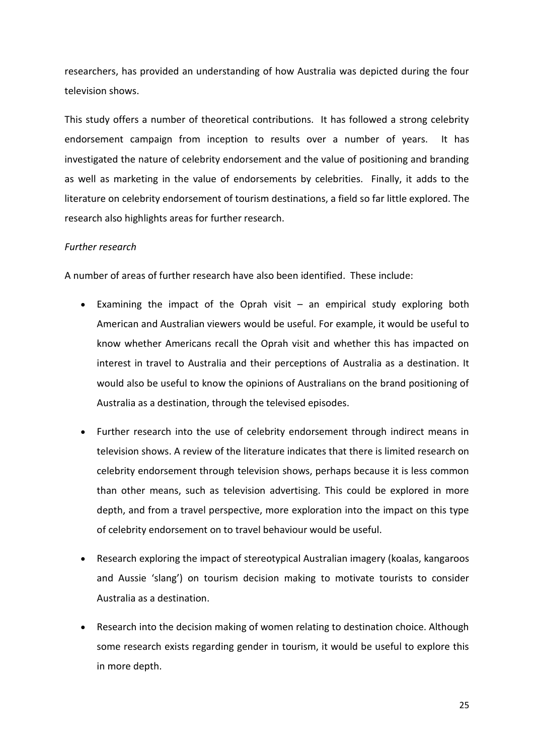researchers, has provided an understanding of how Australia was depicted during the four television shows.

This study offers a number of theoretical contributions. It has followed a strong celebrity endorsement campaign from inception to results over a number of years. It has investigated the nature of celebrity endorsement and the value of positioning and branding as well as marketing in the value of endorsements by celebrities. Finally, it adds to the literature on celebrity endorsement of tourism destinations, a field so far little explored. The research also highlights areas for further research.

*Further research*

A number of areas of further research have also been identified. These include:

- Examining the impact of the Oprah visit – an empirical study exploring both American and Australian viewers would be useful. For example, it would be useful to know whether Americans recall the Oprah visit and whether this has impacted on interest in travel to Australia and their perceptions of Australia as a destination. It would also be useful to know the opinions of Australians on the brand positioning of Australia as a destination, through the televised episodes.

- Further research into the use of celebrity endorsement through indirect means in television shows. A review of the literature indicates that there is limited research on celebrity endorsement through television shows, perhaps because it is less common than other means, such as television advertising. This could be explored in more depth, and from a travel perspective, more exploration into the impact on this type of celebrity endorsement on to travel behaviour would be useful.

- Research exploring the impact of stereotypical Australian imagery (koalas, kangaroos and Aussie 'slang') on tourism decision making to motivate tourists to consider Australia as a destination.

- Research into the decision making of women relating to destination choice. Although some research exists regarding gender in tourism, it would be useful to explore this in more depth.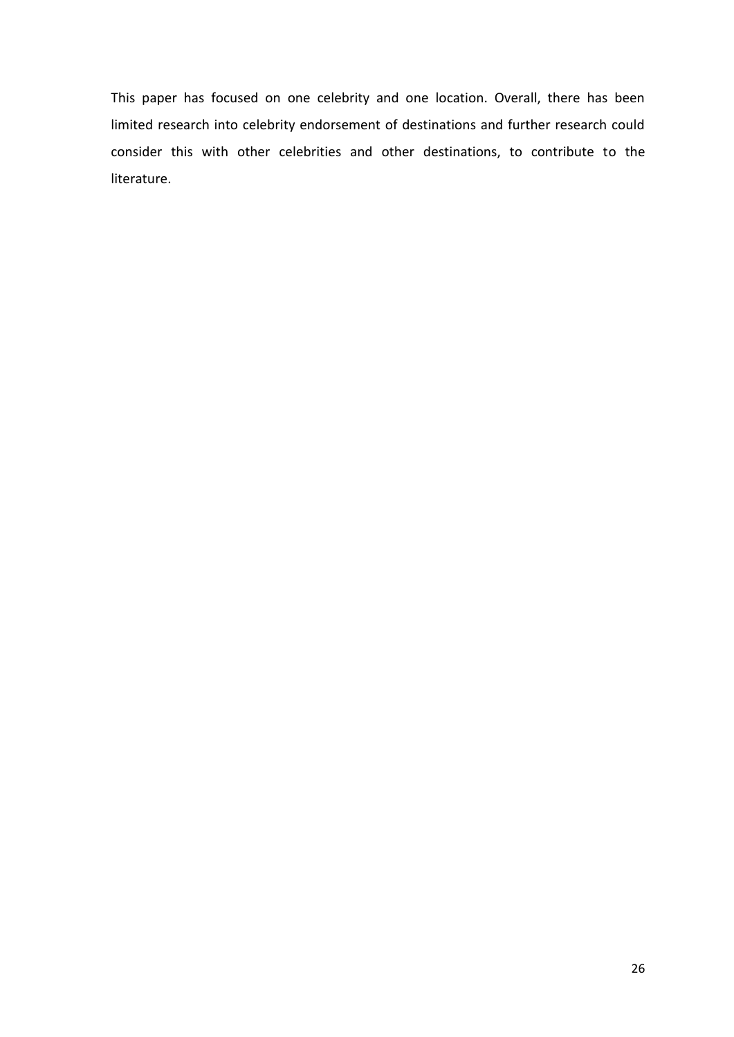This paper has focused on one celebrity and one location. Overall, there has been limited research into celebrity endorsement of destinations and further research could consider this with other celebrities and other destinations, to contribute to the literature.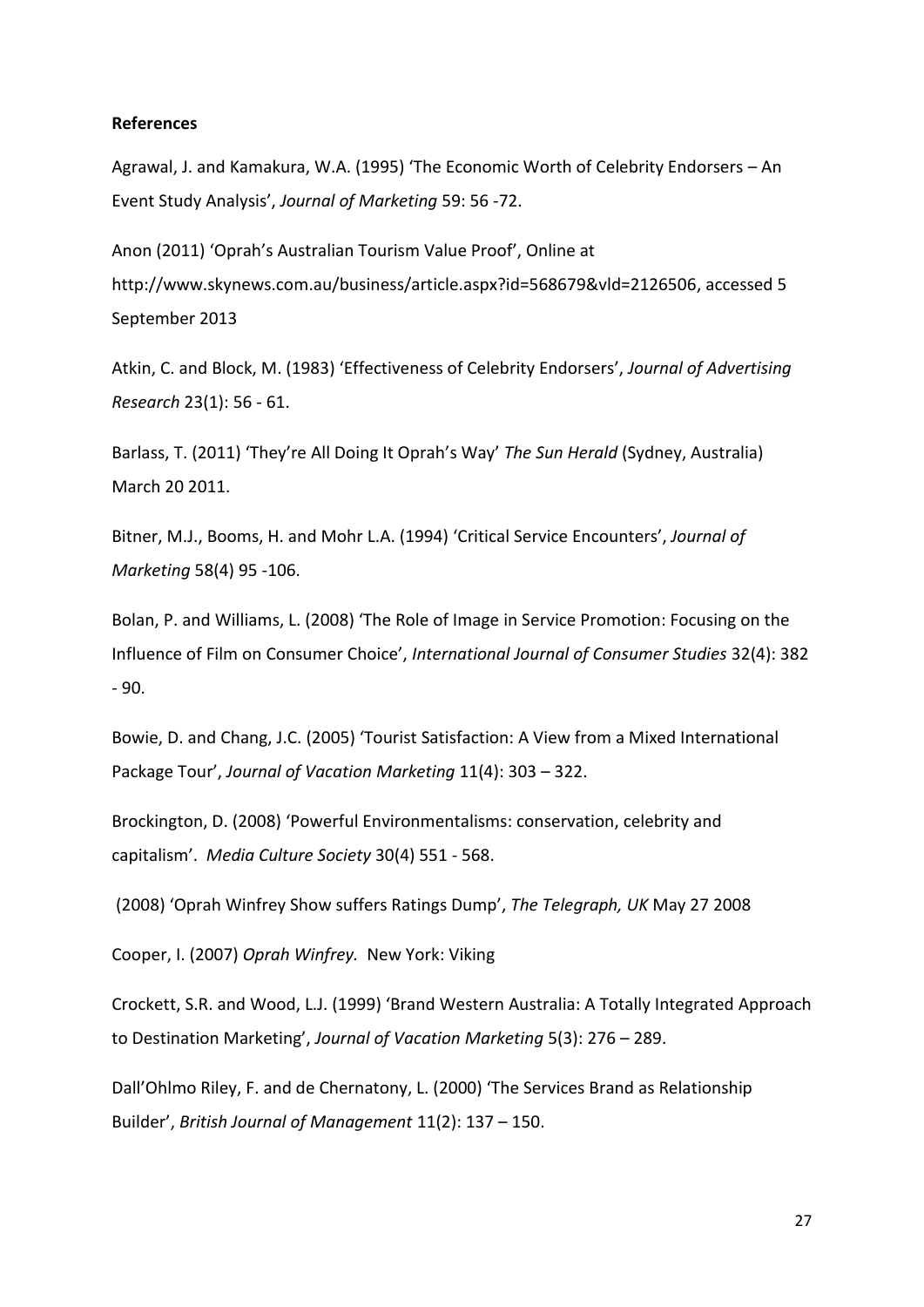**References**

Agrawal, J. and Kamakura, W.A. (1995) 'The Economic Worth of Celebrity Endorsers – An Event Study Analysis', *Journal of Marketing* 59: 56 -72.

Anon (2011) 'Oprah's Australian Tourism Value Proof', Online at http://www.skynews.com.au/business/article.aspx?id=568679&vld=2126506, accessed 5 September 2013

Atkin, C. and Block, M. (1983) 'Effectiveness of Celebrity Endorsers', *Journal of Advertising Research* 23(1): 56 - 61.

Barlass, T. (2011) 'They're All Doing It Oprah's Way' *The Sun Herald* (Sydney, Australia) March 20 2011.

Bitner, M.J., Booms, H. and Mohr L.A. (1994) 'Critical Service Encounters', *Journal of Marketing* 58(4) 95 -106.

Bolan, P. and Williams, L. (2008) 'The Role of Image in Service Promotion: Focusing on the Influence of Film on Consumer Choice', *International Journal of Consumer Studies* 32(4): 382 - 90.

Bowie, D. and Chang, J.C. (2005) 'Tourist Satisfaction: A View from a Mixed International Package Tour', *Journal of Vacation Marketing* 11(4): 303 – 322.

Brockington, D. (2008) 'Powerful Environmentalisms: conservation, celebrity and capitalism'. *Media Culture Society* 30(4) 551 - 568.

(2008) 'Oprah Winfrey Show suffers Ratings Dump', *The Telegraph, UK* May 27 2008

Cooper, I. (2007) *Oprah Winfrey.* New York: Viking

Crockett, S.R. and Wood, L.J. (1999) 'Brand Western Australia: A Totally Integrated Approach to Destination Marketing', *Journal of Vacation Marketing* 5(3): 276 – 289.

Dall'Ohlmo Riley, F. and de Chernatony, L. (2000) 'The Services Brand as Relationship Builder', *British Journal of Management* 11(2): 137 – 150.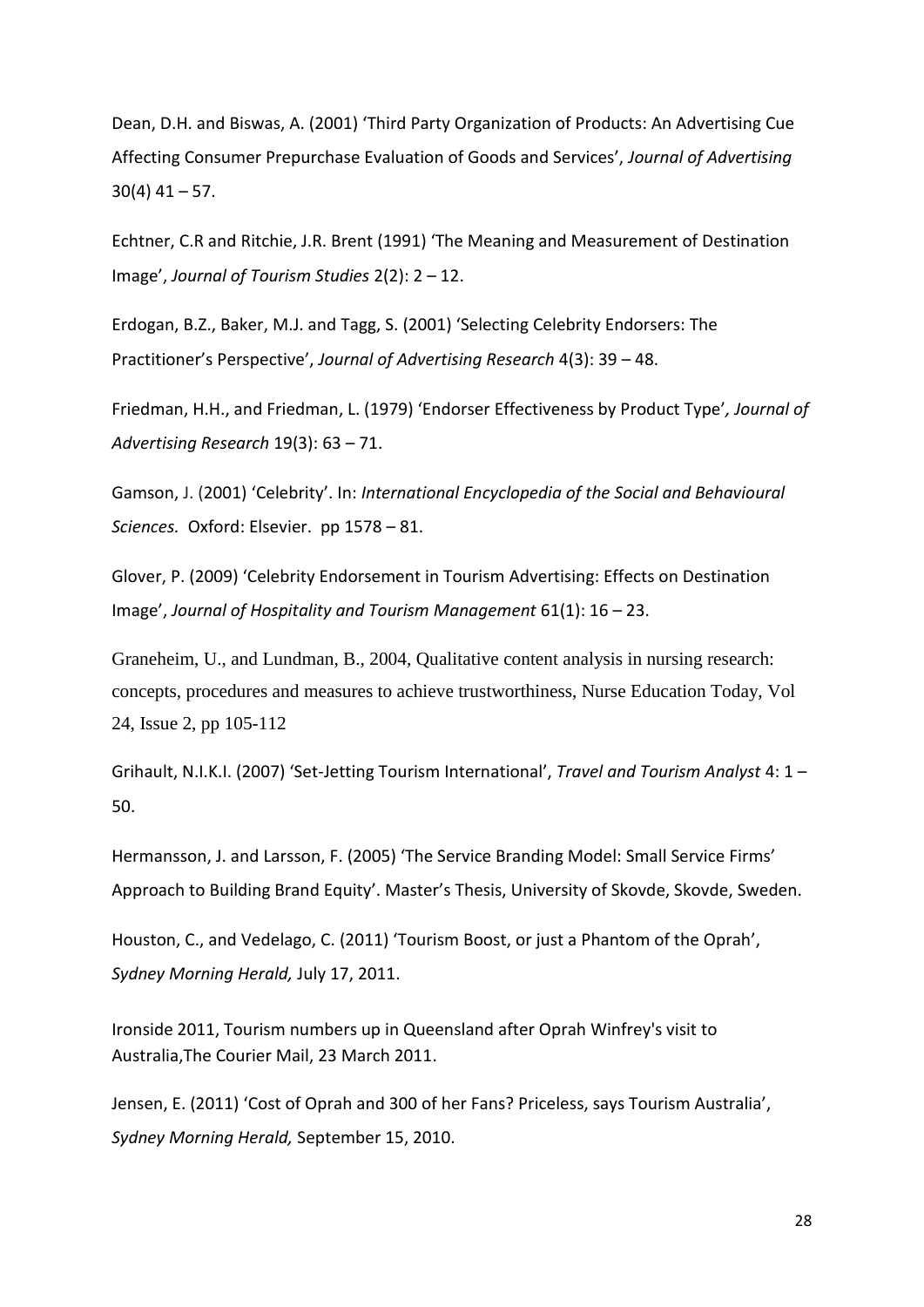Dean, D.H. and Biswas, A. (2001) 'Third Party Organization of Products: An Advertising Cue Affecting Consumer Prepurchase Evaluation of Goods and Services', *Journal of Advertising* 30(4) 41 – 57.

Echtner, C.R and Ritchie, J.R. Brent (1991) 'The Meaning and Measurement of Destination Image', *Journal of Tourism Studies* 2(2): 2 – 12.

Erdogan, B.Z., Baker, M.J. and Tagg, S. (2001) 'Selecting Celebrity Endorsers: The Practitioner's Perspective', *Journal of Advertising Research* 4(3): 39 – 48.

Friedman, H.H., and Friedman, L. (1979) 'Endorser Effectiveness by Product Type', *Journal of Advertising Research* 19(3): 63 – 71.

Gamson, J. (2001) 'Celebrity'. In: *International Encyclopedia of the Social and Behavioural Sciences.* Oxford: Elsevier. pp 1578 – 81.

Glover, P. (2009) 'Celebrity Endorsement in Tourism Advertising: Effects on Destination Image', *Journal of Hospitality and Tourism Management* 61(1): 16 – 23.

Graneheim, U., and Lundman, B., 2004, Qualitative content analysis in nursing research: concepts, procedures and measures to achieve trustworthiness, Nurse Education Today, Vol 24, Issue 2, pp 105-112

Grihault, N.I.K.I. (2007) 'Set-Jetting Tourism International', *Travel and Tourism Analyst* 4: 1 – 50.

Hermansson, J. and Larsson, F. (2005) 'The Service Branding Model: Small Service Firms' Approach to Building Brand Equity'. Master's Thesis, University of Skovde, Skovde, Sweden.

Houston, C., and Vedelago, C. (2011) 'Tourism Boost, or just a Phantom of the Oprah', *Sydney Morning Herald,* July 17, 2011.

Ironside 2011, Tourism numbers up in Queensland after Oprah Winfrey's visit to Australia,The Courier Mail, 23 March 2011.

Jensen, E. (2011) 'Cost of Oprah and 300 of her Fans? Priceless, says Tourism Australia', *Sydney Morning Herald,* September 15, 2010.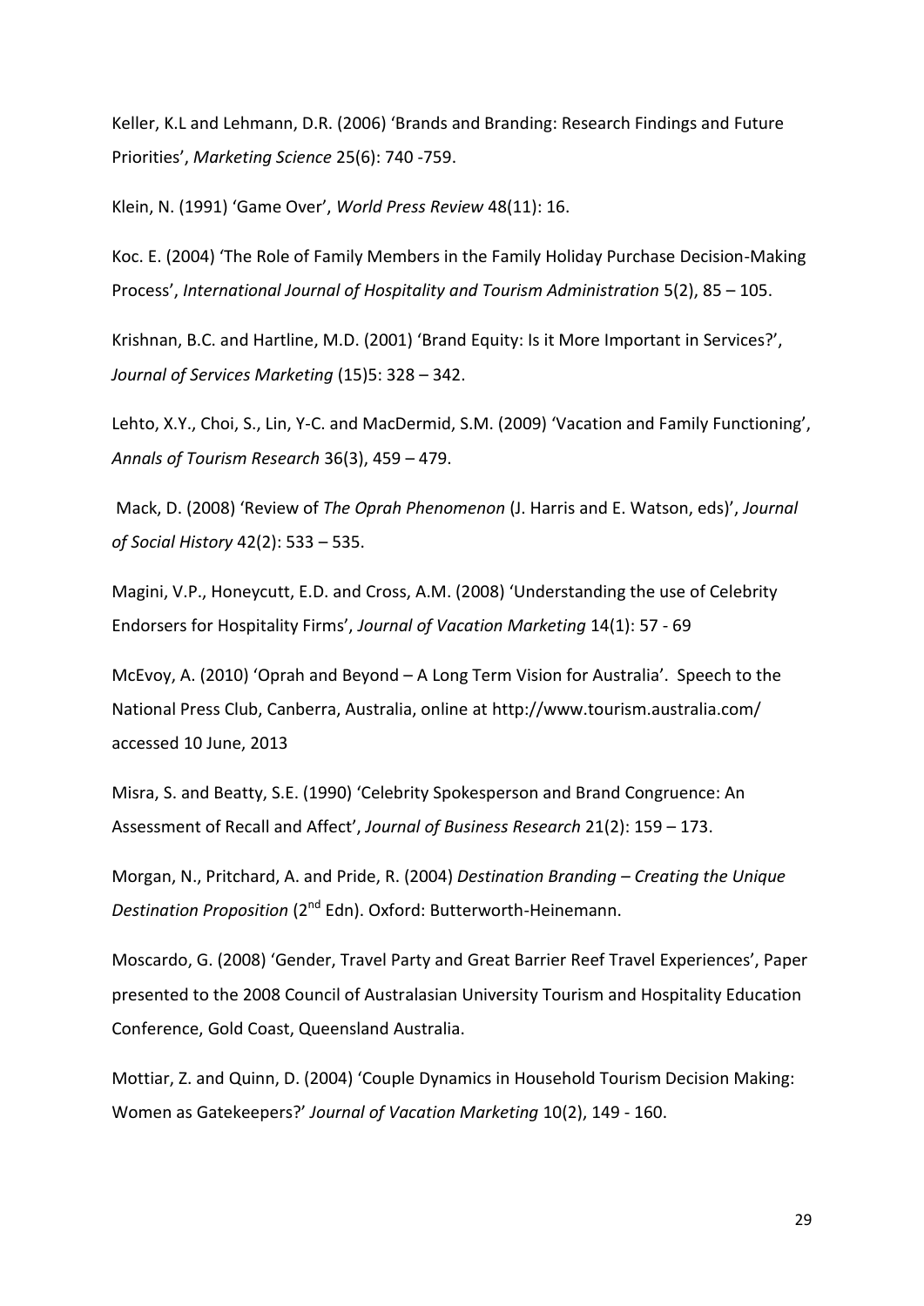Keller, K.L and Lehmann, D.R. (2006) 'Brands and Branding: Research Findings and Future Priorities', *Marketing Science* 25(6): 740 -759.

Klein, N. (1991) 'Game Over', *World Press Review* 48(11): 16.

Koc. E. (2004) 'The Role of Family Members in the Family Holiday Purchase Decision-Making Process', *International Journal of Hospitality and Tourism Administration* 5(2), 85 – 105.

Krishnan, B.C. and Hartline, M.D. (2001) 'Brand Equity: Is it More Important in Services?', *Journal of Services Marketing* (15)5: 328 – 342.

Lehto, X.Y., Choi, S., Lin, Y-C. and MacDermid, S.M. (2009) 'Vacation and Family Functioning', *Annals of Tourism Research* 36(3), 459 – 479.

Mack, D. (2008) 'Review of *The Oprah Phenomenon* (J. Harris and E. Watson, eds)', *Journal of Social History* 42(2): 533 – 535.

Magini, V.P., Honeycutt, E.D. and Cross, A.M. (2008) 'Understanding the use of Celebrity Endorsers for Hospitality Firms', *Journal of Vacation Marketing* 14(1): 57 - 69

McEvoy, A. (2010) 'Oprah and Beyond – A Long Term Vision for Australia'. Speech to the National Press Club, Canberra, Australia, online at http://www.tourism.australia.com/ accessed 10 June, 2013

Misra, S. and Beatty, S.E. (1990) 'Celebrity Spokesperson and Brand Congruence: An Assessment of Recall and Affect', *Journal of Business Research* 21(2): 159 – 173.

Morgan, N., Pritchard, A. and Pride, R. (2004) *Destination Branding – Creating the Unique Destination Proposition* (2nd Edn). Oxford: Butterworth-Heinemann.

Moscardo, G. (2008) 'Gender, Travel Party and Great Barrier Reef Travel Experiences', Paper presented to the 2008 Council of Australasian University Tourism and Hospitality Education Conference, Gold Coast, Queensland Australia.

Mottiar, Z. and Quinn, D. (2004) 'Couple Dynamics in Household Tourism Decision Making: Women as Gatekeepers?' *Journal of Vacation Marketing* 10(2), 149 - 160.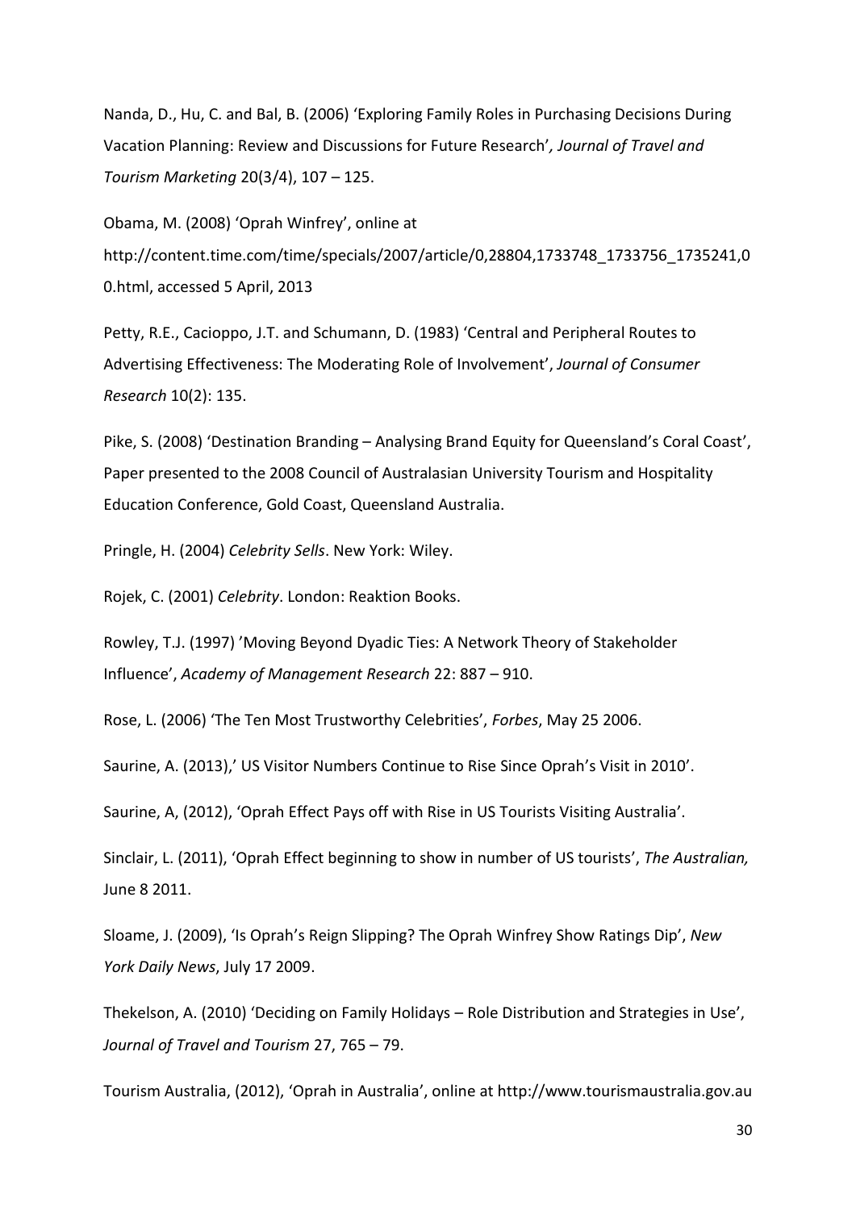Nanda, D., Hu, C. and Bal, B. (2006) 'Exploring Family Roles in Purchasing Decisions During Vacation Planning: Review and Discussions for Future Research'*, Journal of Travel and Tourism Marketing* 20(3/4), 107 – 125.

Obama, M. (2008) 'Oprah Winfrey', online at http://content.time.com/time/specials/2007/article/0,28804,1733748_1733756_1735241,00.html, accessed 5 April, 2013

Petty, R.E., Cacioppo, J.T. and Schumann, D. (1983) 'Central and Peripheral Routes to Advertising Effectiveness: The Moderating Role of Involvement', *Journal of Consumer Research* 10(2): 135.

Pike, S. (2008) 'Destination Branding – Analysing Brand Equity for Queensland's Coral Coast', Paper presented to the 2008 Council of Australasian University Tourism and Hospitality Education Conference, Gold Coast, Queensland Australia.

Pringle, H. (2004) *Celebrity Sells*. New York: Wiley.

Rojek, C. (2001) *Celebrity*. London: Reaktion Books.

Rowley, T.J. (1997) 'Moving Beyond Dyadic Ties: A Network Theory of Stakeholder Influence', *Academy of Management Research* 22: 887 – 910.

Rose, L. (2006) 'The Ten Most Trustworthy Celebrities', *Forbes*, May 25 2006.

Saurine, A. (2013),' US Visitor Numbers Continue to Rise Since Oprah's Visit in 2010'.

Saurine, A, (2012), 'Oprah Effect Pays off with Rise in US Tourists Visiting Australia'.

Sinclair, L. (2011), 'Oprah Effect beginning to show in number of US tourists', *The Australian,* June 8 2011.

Sloame, J. (2009), 'Is Oprah's Reign Slipping? The Oprah Winfrey Show Ratings Dip', *New York Daily News*, July 17 2009.

Thekelson, A. (2010) 'Deciding on Family Holidays – Role Distribution and Strategies in Use', *Journal of Travel and Tourism* 27, 765 – 79.

Tourism Australia, (2012), 'Oprah in Australia', online at http://www.tourismaustralia.gov.au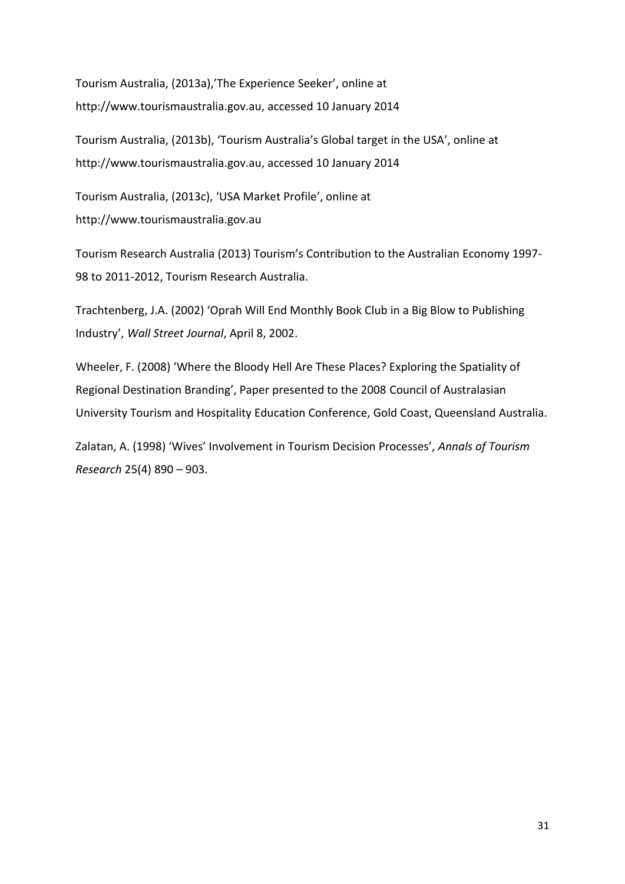Tourism Australia, (2013a),'The Experience Seeker', online at http://www.tourismaustralia.gov.au, accessed 10 January 2014

Tourism Australia, (2013b), 'Tourism Australia's Global target in the USA', online at http://www.tourismaustralia.gov.au, accessed 10 January 2014

Tourism Australia, (2013c), 'USA Market Profile', online at http://www.tourismaustralia.gov.au

Tourism Research Australia (2013) Tourism's Contribution to the Australian Economy 1997-98 to 2011-2012, Tourism Research Australia.

Trachtenberg, J.A. (2002) 'Oprah Will End Monthly Book Club in a Big Blow to Publishing Industry', *Wall Street Journal*, April 8, 2002.

Wheeler, F. (2008) 'Where the Bloody Hell Are These Places? Exploring the Spatiality of Regional Destination Branding', Paper presented to the 2008 Council of Australasian University Tourism and Hospitality Education Conference, Gold Coast, Queensland Australia.

Zalatan, A. (1998) 'Wives' Involvement in Tourism Decision Processes', *Annals of Tourism Research* 25(4) 890 – 903.